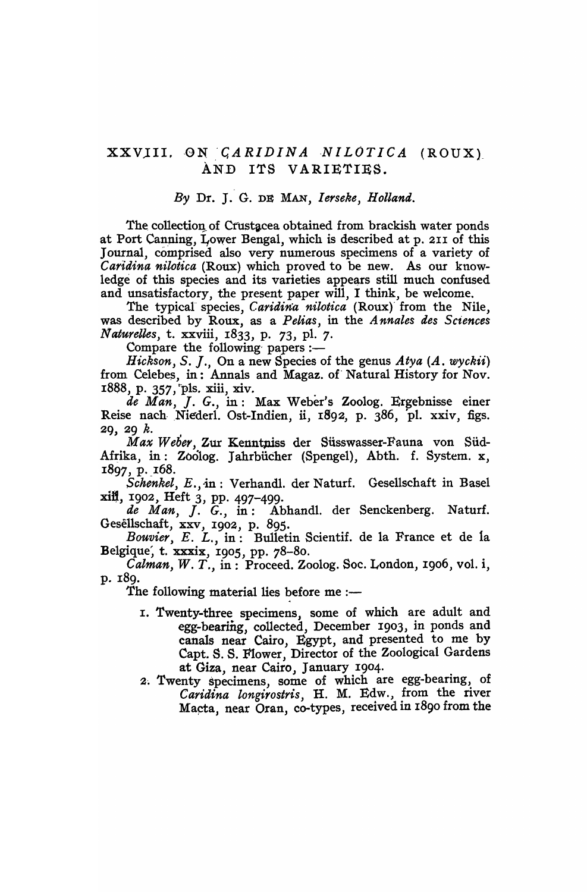# XXVIII. ON *CARIDINA NILOTICA* (ROUX) AND ITS VARIETIES.

*By* Dr. J. G. DE MAN, *Ierseke, Holland.*

The collection of Crustacea obtained from brackish water ponds at Port Canning, Lower Bengal, which is described at p. 211 of this Journal, comprised also very numerous specimens of a variety of *Caridina nilotica* (Roux) which proved to be new. As our knowledge of this species and its varieties appears still much confused and unsatisfactory, the present paper will, I think, be welcome.

The typical species, *Caridina nilotica* (Roux) from the Nile, was described by Roux, as a *Pelias*, in the *Annales des Sciences Naturelles*, t. xxviii, 1833, p. 73, pl. 7.

Compare the following papers :—

*Hickson, S. J.*, On a new Species of the genus *Atya* (*A. wyckii*) from Celebes, in: Annals and Magaz. of Natural History for Nov. 1888, p. 357, pls. xiii, xiv.

*de Man, J. G.*, in: Max Weber's Zoolog. Ergebnisse einer Reise nach Niederl. Ost-Indien, ii, 1892, p. 386, pl. xxiv, figs. 29, 29 *k*.

*Max Weber*, Zur Kenntniss der Süsswasser-Fauna von Süd-Afrika, in: Zoolog. Jahrbücher (Spengel), Abth. f. System. x, 1897, p. 168.

*Schenkel, E.*, in: Verhandl. der Naturf. Gesellschaft in Basel xiii, 1902, Heft 3, pp. 497–499.

*de Man, J. G.*, in: Abhandl. der Senckenberg. Naturf. Gesellschaft, xxv, 1902, p. 895.

*Bouvier, E. L.*, in: Bulletin Scientif. de la France et de la Belgique, t. xxxix, 1905, pp. 78–80.

*Calman, W. T.*, in: Proceed. Zoolog. Soc. London, 1906, vol. i, p. 189.

The following material lies before me :—

1. Twenty-three specimens, some of which are adult and egg-bearing, collected, December 1903, in ponds and canals near Cairo, Egypt, and presented to me by Capt. S. S. Flower, Director of the Zoological Gardens at Giza, near Cairo, January 1904.
2. Twenty specimens, some of which are egg-bearing, of *Caridina longirostris*, H. M. Edw., from the river Macta, near Oran, co-types, received in 1890 from the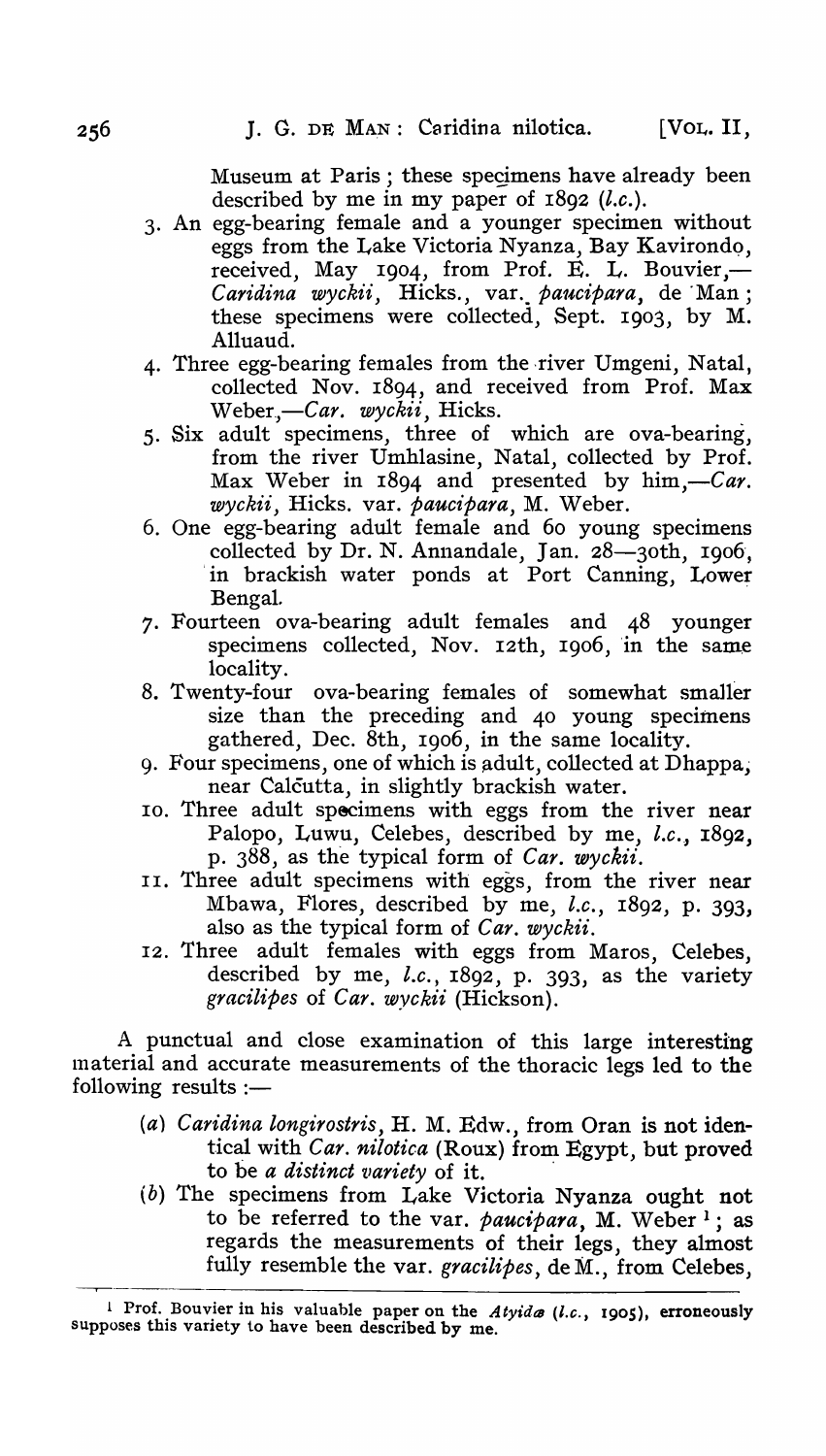Museum at Paris; these specimens have already been described by me in my paper of 1892 (*l.c.*).

3. An egg-bearing female and a younger specimen without eggs from the Lake Victoria Nyanza, Bay Kavirondo, received, May 1904, from Prof. E. L. Bouvier,—*Caridina wyckii*, Hicks., var. *paucipara*, de Man; these specimens were collected, Sept. 1903, by M. Alluaud.
4. Three egg-bearing females from the river Umgeni, Natal, collected Nov. 1894, and received from Prof. Max Weber,—*Car. wyckii*, Hicks.
5. Six adult specimens, three of which are ova-bearing, from the river Umhlasine, Natal, collected by Prof. Max Weber in 1894 and presented by him,—*Car. wyckii*, Hicks. var. *paucipara*, M. Weber.
6. One egg-bearing adult female and 60 young specimens collected by Dr. N. Annandale, Jan. 28—30th, 1906, in brackish water ponds at Port Canning, Lower Bengal.
7. Fourteen ova-bearing adult females and 48 younger specimens collected, Nov. 12th, 1906, in the same locality.
8. Twenty-four ova-bearing females of somewhat smaller size than the preceding and 40 young specimens gathered, Dec. 8th, 1906, in the same locality.
9. Four specimens, one of which is adult, collected at Dhappa, near Calcutta, in slightly brackish water.
10. Three adult specimens with eggs from the river near Palopo, Luwu, Celebes, described by me, *l.c.*, 1892, p. 388, as the typical form of *Car. wyckii*.
11. Three adult specimens with eggs, from the river near Mbawa, Flores, described by me, *l.c.*, 1892, p. 393, also as the typical form of *Car. wyckii*.
12. Three adult females with eggs from Maros, Celebes, described by me, *l.c.*, 1892, p. 393, as the variety *gracilipes* of *Car. wyckii* (Hickson).

A punctual and close examination of this large interesting material and accurate measurements of the thoracic legs led to the following results:—

(*a*) *Caridina longirostris*, H. M. Edw., from Oran is not identical with *Car. nilotica* (Roux) from Egypt, but proved to be *a distinct variety* of it.

(*b*) The specimens from Lake Victoria Nyanza ought not to be referred to the var. *paucipara*, M. Weber [1]; as regards the measurements of their legs, they almost fully resemble the var. *gracilipes*, de M., from Celebes,

[1] Prof. Bouvier in his valuable paper on the *Atyidæ* (*l.c.*, 1905), erroneously supposes this variety to have been described by me.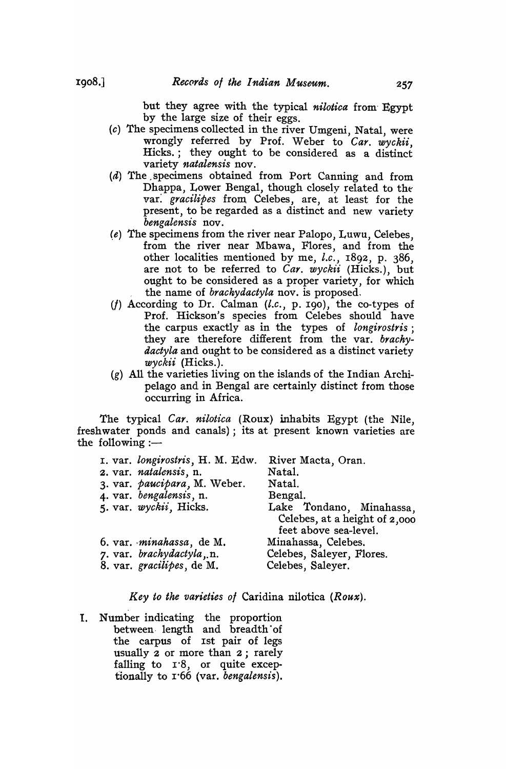but they agree with the typical *nilotica* from Egypt by the large size of their eggs.

(*c*) The specimens collected in the river Umgeni, Natal, were wrongly referred by Prof. Weber to *Car. wyckii*, Hicks.; they ought to be considered as a distinct variety *natalensis* nov.

(*d*) The specimens obtained from Port Canning and from Dhappa, Lower Bengal, though closely related to the var. *gracilipes* from Celebes, are, at least for the present, to be regarded as a distinct and new variety *bengalensis* nov.

(*e*) The specimens from the river near Palopo, Luwu, Celebes, from the river near Mbawa, Flores, and from the other localities mentioned by me, *l.c.*, 1892, p. 386, are not to be referred to *Car. wyckii* (Hicks.), but ought to be considered as a proper variety, for which the name of *brachydactyla* nov. is proposed.

(*f*) According to Dr. Calman (*l.c.*, p. 190), the co-types of Prof. Hickson's species from Celebes should have the carpus exactly as in the types of *longirostris*; they are therefore different from the var. *brachydactyla* and ought to be considered as a distinct variety *wyckii* (Hicks.).

(*g*) All the varieties living on the islands of the Indian Archipelago and in Bengal are certainly distinct from those occurring in Africa.

The typical *Car. nilotica* (Roux) inhabits Egypt (the Nile, freshwater ponds and canals); its at present known varieties are the following:—

| | |
|---|---|
| 1. var. *longirostris*, H. M. Edw. | River Macta, Oran. |
| 2. var. *natalensis*, n. | Natal. |
| 3. var. *paucipara*, M. Weber. | Natal. |
| 4. var. *bengalensis*, n. | Bengal. |
| 5. var. *wyckii*, Hicks. | Lake Tondano, Minahassa, Celebes, at a height of 2,000 feet above sea-level. |
| 6. var. *minahassa*, de M. | Minahassa, Celebes. |
| 7. var. *brachydactyla*, n. | Celebes, Saleyer, Flores. |
| 8. var. *gracilipes*, de M. | Celebes, Saleyer. |

### *Key to the varieties of* Caridina nilotica (*Roux*).

I. Number indicating the proportion between length and breadth of the carpus of 1st pair of legs usually 2 or more than 2; rarely falling to 1·8, or quite exceptionally to 1·66 (var. *bengalensis*).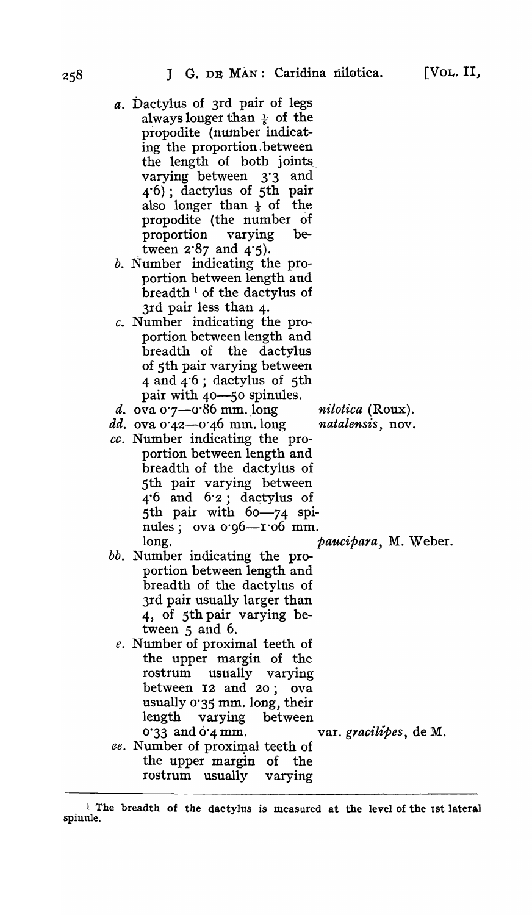*a*. Dactylus of 3rd pair of legs always longer than $\frac{1}{5}$ of the propodite (number indicating the proportion between the length of both joints varying between 3·3 and 4·6); dactylus of 5th pair also longer than $\frac{1}{5}$ of the propodite (the number of proportion varying between 2·87 and 4·5).

*b*. Number indicating the proportion between length and breadth [1] of the dactylus of 3rd pair less than 4.

*c*. Number indicating the proportion between length and breadth of the dactylus of 5th pair varying between 4 and 4·6; dactylus of 5th pair with 40—50 spinules.

*d*. ova 0·7—0·86 mm. long — *nilotica* (Roux).

*dd*. ova 0·42—0·46 mm. long — *natalensis*, nov.

*cc*. Number indicating the proportion between length and breadth of the dactylus of 5th pair varying between 4·6 and 6·2; dactylus of 5th pair with 60—74 spinules; ova 0·96—1·06 mm. long. — *paucipara*, M. Weber.

*bb*. Number indicating the proportion between length and breadth of the dactylus of 3rd pair usually larger than 4, of 5th pair varying between 5 and 6.

*e*. Number of proximal teeth of the upper margin of the rostrum usually varying between 12 and 20; ova usually 0·35 mm. long, their length varying between 0·33 and 0·4 mm. — var. *gracilipes*, de M.

*ee*. Number of proximal teeth of the upper margin of the rostrum usually varying

---

[1] The breadth of the dactylus is measured at the level of the 1st lateral spinule.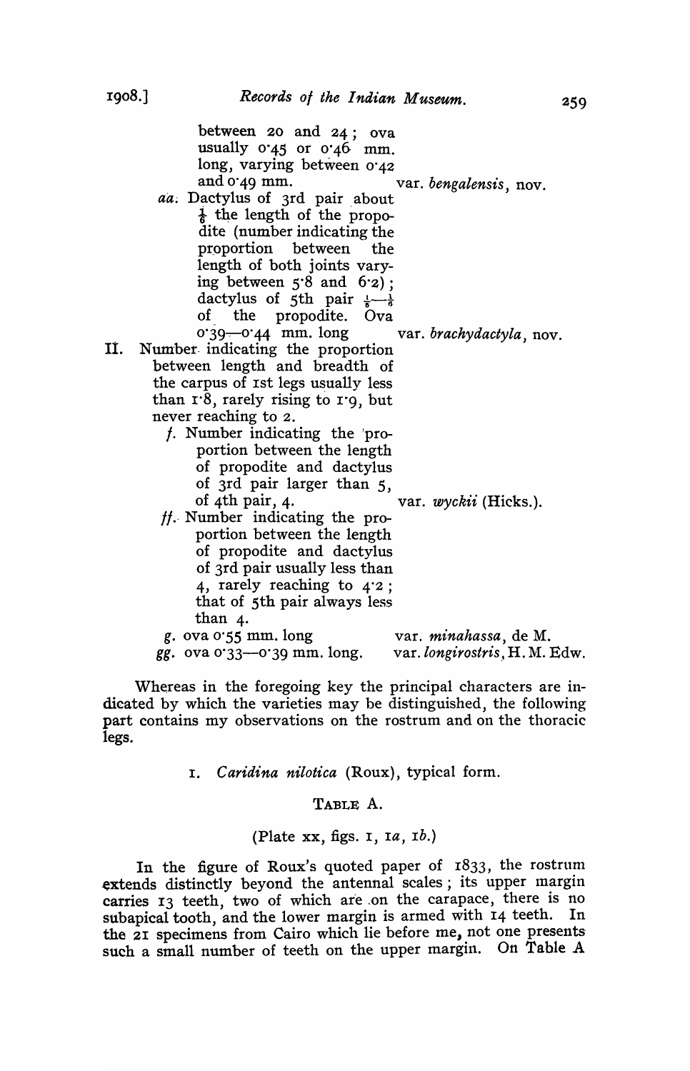between 20 and 24; ova usually 0·45 or 0·46 mm. long, varying between 0·42 and 0·49 mm. — var. *bengalensis*, nov.

*aa.* Dactylus of 3rd pair about $\frac{1}{6}$ the length of the propodite (number indicating the proportion between the length of both joints varying between 5·8 and 6·2); dactylus of 5th pair $\frac{1}{5}$—$\frac{1}{6}$ of the propodite. Ova 0·39—0·44 mm. long — var. *brachydactyla*, nov.

II. Number indicating the proportion between length and breadth of the carpus of 1st legs usually less than 1·8, rarely rising to 1·9, but never reaching to 2.

*f.* Number indicating the proportion between the length of propodite and dactylus of 3rd pair larger than 5, of 4th pair, 4. — var. *wyckii* (Hicks.).

*ff.* Number indicating the proportion between the length of propodite and dactylus of 3rd pair usually less than 4, rarely reaching to 4·2; that of 5th pair always less than 4.

*g.* ova 0·55 mm. long — var. *minahassa*, de M.

*gg.* ova 0·33—0·39 mm. long. — var. *longirostris*, H. M. Edw.

Whereas in the foregoing key the principal characters are indicated by which the varieties may be distinguished, the following part contains my observations on the rostrum and on the thoracic legs.

## 1. *Caridina nilotica* (Roux), typical form.

TABLE A.

(Plate xx, figs. 1, 1*a*, 1*b*.)

In the figure of Roux's quoted paper of 1833, the rostrum extends distinctly beyond the antennal scales; its upper margin carries 13 teeth, two of which are on the carapace, there is no subapical tooth, and the lower margin is armed with 14 teeth. In the 21 specimens from Cairo which lie before me, not one presents such a small number of teeth on the upper margin. On Table A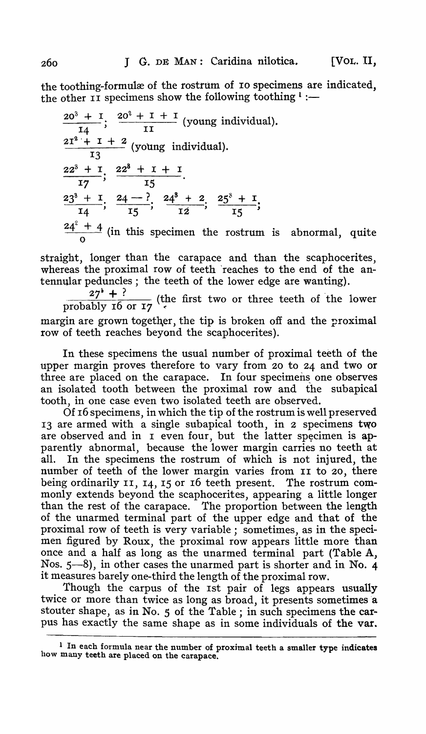the toothing-formulæ of the rostrum of 10 specimens are indicated, the other 11 specimens show the following toothing [1]:—

$\frac{20^3 + 1}{14}$; $\frac{20^2 + 1 + 1}{11}$ (young individual).

$\frac{21^2 + 1 + 2}{13}$ (young individual).

$\frac{22^3 + 1}{17}$; $\frac{22^3 + 1 + 1}{15}$.

$\frac{23^3 + 1}{14}$; $\frac{24 - ?}{15}$; $\frac{24^3 + 2}{12}$; $\frac{25^3 + 1}{15}$;

$\frac{24^2 + 4}{0}$ (in this specimen the rostrum is abnormal, quite straight, longer than the carapace and than the scaphocerites, whereas the proximal row of teeth reaches to the end of the antennular peduncles; the teeth of the lower edge are wanting).

$\frac{27^4 + ?}{\text{probably 16 or 17}}$ (the first two or three teeth of the lower margin are grown together, the tip is broken off and the proximal row of teeth reaches beyond the scaphocerites).

In these specimens the usual number of proximal teeth of the upper margin proves therefore to vary from 20 to 24 and two or three are placed on the carapace. In four specimens one observes an isolated tooth between the proximal row and the subapical tooth, in one case even two isolated teeth are observed.

Of 16 specimens, in which the tip of the rostrum is well preserved 13 are armed with a single subapical tooth, in 2 specimens two are observed and in 1 even four, but the latter specimen is apparently abnormal, because the lower margin carries no teeth at all. In the specimens the rostrum of which is not injured, the number of teeth of the lower margin varies from 11 to 20, there being ordinarily 11, 14, 15 or 16 teeth present. The rostrum commonly extends beyond the scaphocerites, appearing a little longer than the rest of the carapace. The proportion between the length of the unarmed terminal part of the upper edge and that of the proximal row of teeth is very variable; sometimes, as in the specimen figured by Roux, the proximal row appears little more than once and a half as long as the unarmed terminal part (Table A, Nos. 5—8), in other cases the unarmed part is shorter and in No. 4 it measures barely one-third the length of the proximal row.

Though the carpus of the 1st pair of legs appears usually twice or more than twice as long as broad, it presents sometimes a stouter shape, as in No. 5 of the Table; in such specimens the carpus has exactly the same shape as in some individuals of the var.

[1] In each formula near the number of proximal teeth a smaller type indicates how many teeth are placed on the carapace.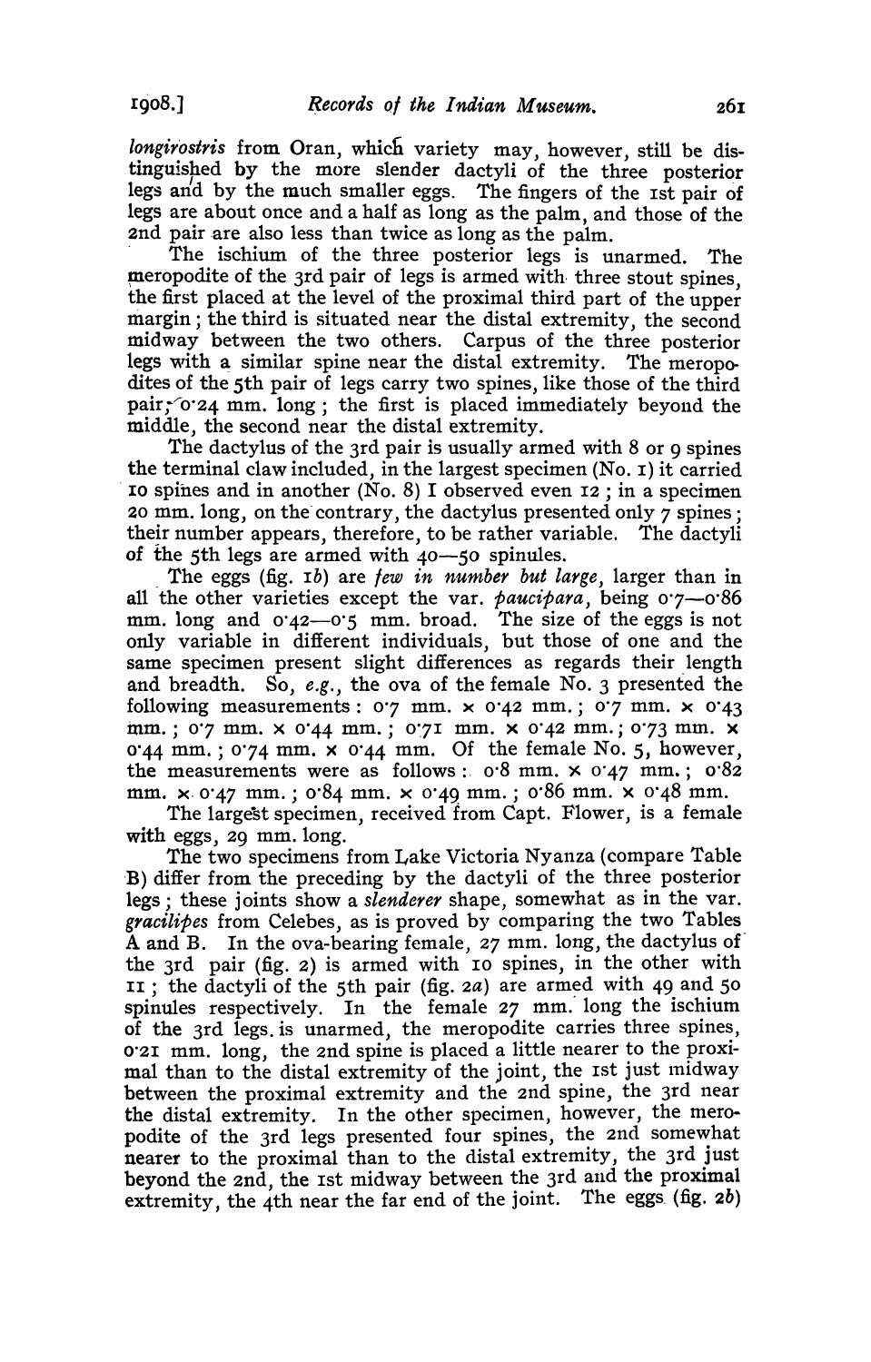*longirostris* from Oran, which variety may, however, still be distinguished by the more slender dactyli of the three posterior legs and by the much smaller eggs. The fingers of the 1st pair of legs are about once and a half as long as the palm, and those of the 2nd pair are also less than twice as long as the palm.

The ischium of the three posterior legs is unarmed. The meropodite of the 3rd pair of legs is armed with three stout spines, the first placed at the level of the proximal third part of the upper margin; the third is situated near the distal extremity, the second midway between the two others. Carpus of the three posterior legs with a similar spine near the distal extremity. The meropodites of the 5th pair of legs carry two spines, like those of the third pair, 0·24 mm. long; the first is placed immediately beyond the middle, the second near the distal extremity.

The dactylus of the 3rd pair is usually armed with 8 or 9 spines the terminal claw included, in the largest specimen (No. 1) it carried 10 spines and in another (No. 8) I observed even 12; in a specimen 20 mm. long, on the contrary, the dactylus presented only 7 spines; their number appears, therefore, to be rather variable. The dactyli of the 5th legs are armed with 40—50 spinules.

The eggs (fig. 1*b*) are *few in number but large*, larger than in all the other varieties except the var. *paucipara*, being 0·7—0·86 mm. long and 0·42—0·5 mm. broad. The size of the eggs is not only variable in different individuals, but those of one and the same specimen present slight differences as regards their length and breadth. So, *e.g.*, the ova of the female No. 3 presented the following measurements: 0·7 mm. × 0·42 mm.; 0·7 mm. × 0·43 mm.; 0·7 mm. × 0·44 mm.; 0·71 mm. × 0·42 mm.; 0·73 mm. × 0·44 mm.; 0·74 mm. × 0·44 mm. Of the female No. 5, however, the measurements were as follows: 0·8 mm. × 0·47 mm.; 0·82 mm. × 0·47 mm.; 0·84 mm. × 0·49 mm.; 0·86 mm. × 0·48 mm.

The largest specimen, received from Capt. Flower, is a female with eggs, 29 mm. long.

The two specimens from Lake Victoria Nyanza (compare Table B) differ from the preceding by the dactyli of the three posterior legs; these joints show a *slenderer* shape, somewhat as in the var. *gracilipes* from Celebes, as is proved by comparing the two Tables A and B. In the ova-bearing female, 27 mm. long, the dactylus of the 3rd pair (fig. 2) is armed with 10 spines, in the other with 11; the dactyli of the 5th pair (fig. 2*a*) are armed with 49 and 50 spinules respectively. In the female 27 mm. long the ischium of the 3rd legs is unarmed, the meropodite carries three spines, 0·21 mm. long, the 2nd spine is placed a little nearer to the proximal than to the distal extremity of the joint, the 1st just midway between the proximal extremity and the 2nd spine, the 3rd near the distal extremity. In the other specimen, however, the meropodite of the 3rd legs presented four spines, the 2nd somewhat nearer to the proximal than to the distal extremity, the 3rd just beyond the 2nd, the 1st midway between the 3rd and the proximal extremity, the 4th near the far end of the joint. The eggs (fig. 2*b*)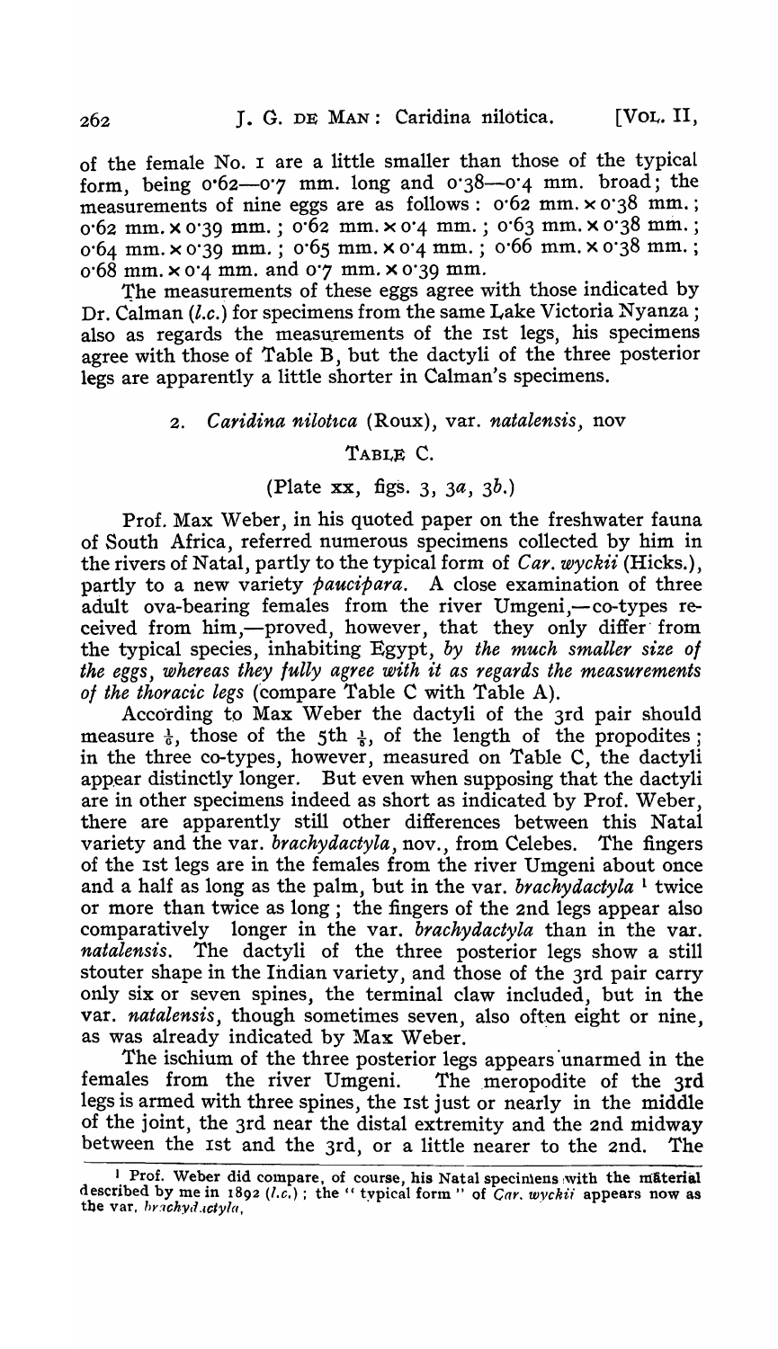of the female No. 1 are a little smaller than those of the typical form, being 0·62—0·7 mm. long and 0·38—0·4 mm. broad; the measurements of nine eggs are as follows: 0·62 mm. × 0·38 mm.; 0·62 mm. × 0·39 mm.; 0·62 mm. × 0·4 mm.; 0·63 mm. × 0·38 mm.; 0·64 mm. × 0·39 mm.; 0·65 mm. × 0·4 mm.; 0·66 mm. × 0·38 mm.; 0·68 mm. × 0·4 mm. and 0·7 mm. × 0·39 mm.

The measurements of these eggs agree with those indicated by Dr. Calman (*l.c.*) for specimens from the same Lake Victoria Nyanza; also as regards the measurements of the 1st legs, his specimens agree with those of Table B, but the dactyli of the three posterior legs are apparently a little shorter in Calman's specimens.

## 2. *Caridina nilotica* (Roux), var. *natalensis*, nov

### TABLE C.

(Plate xx, figs. 3, 3*a*, 3*b*.)

Prof. Max Weber, in his quoted paper on the freshwater fauna of South Africa, referred numerous specimens collected by him in the rivers of Natal, partly to the typical form of *Car. wyckii* (Hicks.), partly to a new variety *paucipara*. A close examination of three adult ova-bearing females from the river Umgeni,—co-types received from him,—proved, however, that they only differ from the typical species, inhabiting Egypt, *by the much smaller size of the eggs, whereas they fully agree with it as regards the measurements of the thoracic legs* (compare Table C with Table A).

According to Max Weber the dactyli of the 3rd pair should measure $\frac{1}{6}$, those of the 5th $\frac{1}{5}$, of the length of the propodites; in the three co-types, however, measured on Table C, the dactyli appear distinctly longer. But even when supposing that the dactyli are in other specimens indeed as short as indicated by Prof. Weber, there are apparently still other differences between this Natal variety and the var. *brachydactyla*, nov., from Celebes. The fingers of the 1st legs are in the females from the river Umgeni about once and a half as long as the palm, but in the var. *brachydactyla* [1] twice or more than twice as long; the fingers of the 2nd legs appear also comparatively longer in the var. *brachydactyla* than in the var. *natalensis*. The dactyli of the three posterior legs show a still stouter shape in the Indian variety, and those of the 3rd pair carry only six or seven spines, the terminal claw included, but in the var. *natalensis*, though sometimes seven, also often eight or nine, as was already indicated by Max Weber.

The ischium of the three posterior legs appears unarmed in the females from the river Umgeni. The meropodite of the 3rd legs is armed with three spines, the 1st just or nearly in the middle of the joint, the 3rd near the distal extremity and the 2nd midway between the 1st and the 3rd, or a little nearer to the 2nd. The

[1] Prof. Weber did compare, of course, his Natal specimens with the material described by me in 1892 (*l.c.*); the "typical form" of *Car. wyckii* appears now as the var. *brachydactyla*.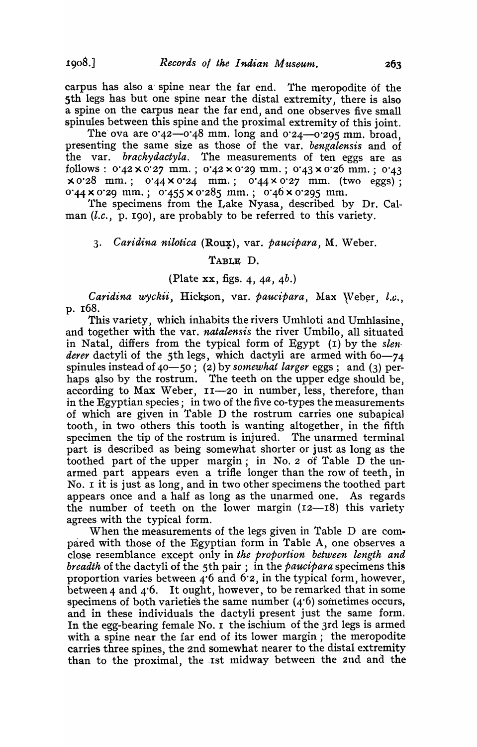carpus has also a spine near the far end. The meropodite of the 5th legs has but one spine near the distal extremity, there is also a spine on the carpus near the far end, and one observes five small spinules between this spine and the proximal extremity of this joint.

The ova are 0·42—0·48 mm. long and 0·24—0·295 mm. broad, presenting the same size as those of the var. *bengalensis* and of the var. *brachydactyla*. The measurements of ten eggs are as follows: 0·42 × 0·27 mm.; 0·42 × 0·29 mm.; 0·43 × 0·26 mm.; 0·43 × 0·28 mm.; 0·44 × 0·24 mm.; 0·44 × 0·27 mm. (two eggs); 0·44 × 0·29 mm.; 0·455 × 0·285 mm.; 0·46 × 0·295 mm.

The specimens from the Lake Nyasa, described by Dr. Calman (*l.c.*, p. 190), are probably to be referred to this variety.

### 3. *Caridina nilotica* (Roux), var. *paucipara*, M. Weber.

TABLE D.

(Plate xx, figs. 4, 4*a*, 4*b*.)

*Caridina wyckii*, Hickson, var. *paucipara*, Max Weber, *l.c.*, p. 168.

This variety, which inhabits the rivers Umhloti and Umhlasine, and together with the var. *natalensis* the river Umbilo, all situated in Natal, differs from the typical form of Egypt (1) by the *slenderer* dactyli of the 5th legs, which dactyli are armed with 60—74 spinules instead of 40—50; (2) by *somewhat larger* eggs; and (3) perhaps also by the rostrum. The teeth on the upper edge should be, according to Max Weber, 11—20 in number, less, therefore, than in the Egyptian species; in two of the five co-types the measurements of which are given in Table D the rostrum carries one subapical tooth, in two others this tooth is wanting altogether, in the fifth specimen the tip of the rostrum is injured. The unarmed terminal part is described as being somewhat shorter or just as long as the toothed part of the upper margin; in No. 2 of Table D the unarmed part appears even a trifle longer than the row of teeth, in No. 1 it is just as long, and in two other specimens the toothed part appears once and a half as long as the unarmed one. As regards the number of teeth on the lower margin (12—18) this variety agrees with the typical form.

When the measurements of the legs given in Table D are compared with those of the Egyptian form in Table A, one observes a close resemblance except only in *the proportion between length and breadth* of the dactyli of the 5th pair; in the *paucipara* specimens this proportion varies between 4·6 and 6·2, in the typical form, however, between 4 and 4·6. It ought, however, to be remarked that in some specimens of both varieties the same number (4·6) sometimes occurs, and in these individuals the dactyli present just the same form. In the egg-bearing female No. 1 the ischium of the 3rd legs is armed with a spine near the far end of its lower margin; the meropodite carries three spines, the 2nd somewhat nearer to the distal extremity than to the proximal, the 1st midway between the 2nd and the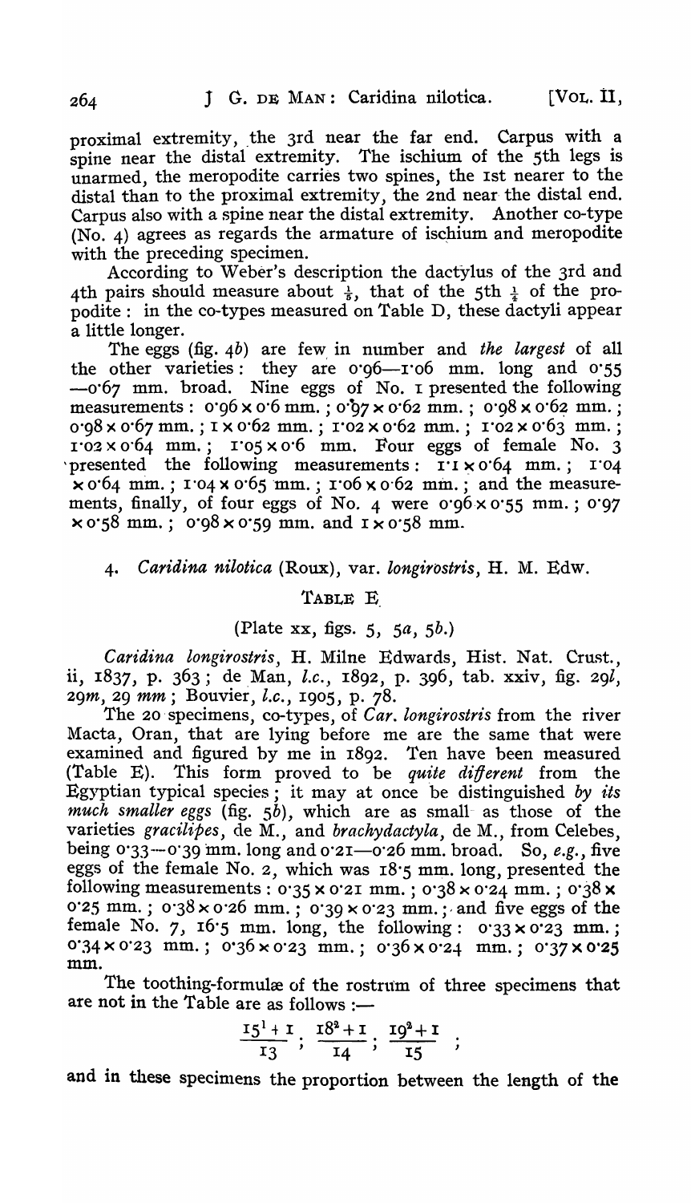proximal extremity, the 3rd near the far end. Carpus with a spine near the distal extremity. The ischium of the 5th legs is unarmed, the meropodite carries two spines, the 1st nearer to the distal than to the proximal extremity, the 2nd near the distal end. Carpus also with a spine near the distal extremity. Another co-type (No. 4) agrees as regards the armature of ischium and meropodite with the preceding specimen.

According to Weber's description the dactylus of the 3rd and 4th pairs should measure about $\frac{1}{5}$, that of the 5th $\frac{1}{4}$ of the propodite: in the co-types measured on Table D, these dactyli appear a little longer.

The eggs (fig. 4*b*) are few in number and *the largest* of all the other varieties: they are 0·96—1·06 mm. long and 0·55—0·67 mm. broad. Nine eggs of No. 1 presented the following measurements: 0·96 × 0·6 mm.; 0·97 × 0·62 mm.; 0·98 × 0·62 mm.; 0·98 × 0·67 mm.; 1 × 0·62 mm.; 1·02 × 0·62 mm.; 1·02 × 0·63 mm.; 1·02 × 0·64 mm.; 1·05 × 0·6 mm. Four eggs of female No. 3 presented the following measurements: 1·1 × 0·64 mm.; 1·04 × 0·64 mm.; 1·04 × 0·65 mm.; 1·06 × 0·62 mm.; and the measurements, finally, of four eggs of No. 4 were 0·96 × 0·55 mm.; 0·97 × 0·58 mm.; 0·98 × 0·59 mm. and 1 × 0·58 mm.

## 4. *Caridina nilotica* (Roux), var. *longirostris*, H. M. Edw.

TABLE E.

(Plate xx, figs. 5, 5*a*, 5*b*.)

*Caridina longirostris*, H. Milne Edwards, Hist. Nat. Crust., ii, 1837, p. 363; de Man, *l.c.*, 1892, p. 396, tab. xxiv, fig. 29*l*, 29*m*, 29 *mm*; Bouvier, *l.c.*, 1905, p. 78.

The 20 specimens, co-types, of *Car. longirostris* from the river Macta, Oran, that are lying before me are the same that were examined and figured by me in 1892. Ten have been measured (Table E). This form proved to be *quite different* from the Egyptian typical species; it may at once be distinguished *by its much smaller eggs* (fig. 5*b*), which are as small as those of the varieties *gracilipes*, de M., and *brachydactyla*, de M., from Celebes, being 0·33—0·39 mm. long and 0·21—0·26 mm. broad. So, *e.g.*, five eggs of the female No. 2, which was 18·5 mm. long, presented the following measurements: 0·35 × 0·21 mm.; 0·38 × 0·24 mm.; 0·38 × 0·25 mm.; 0·38 × 0·26 mm.; 0·39 × 0·23 mm.; and five eggs of the female No. 7, 16·5 mm. long, the following: 0·33 × 0·23 mm.; 0·34 × 0·23 mm.; 0·36 × 0·23 mm.; 0·36 × 0·24 mm.; 0·37 × 0·25 mm.

The toothing-formulæ of the rostrum of three specimens that are not in the Table are as follows:—

$$\frac{15^1+1}{13};\ \frac{18^2+1}{14};\ \frac{19^2+1}{15};$$

and in these specimens the proportion between the length of the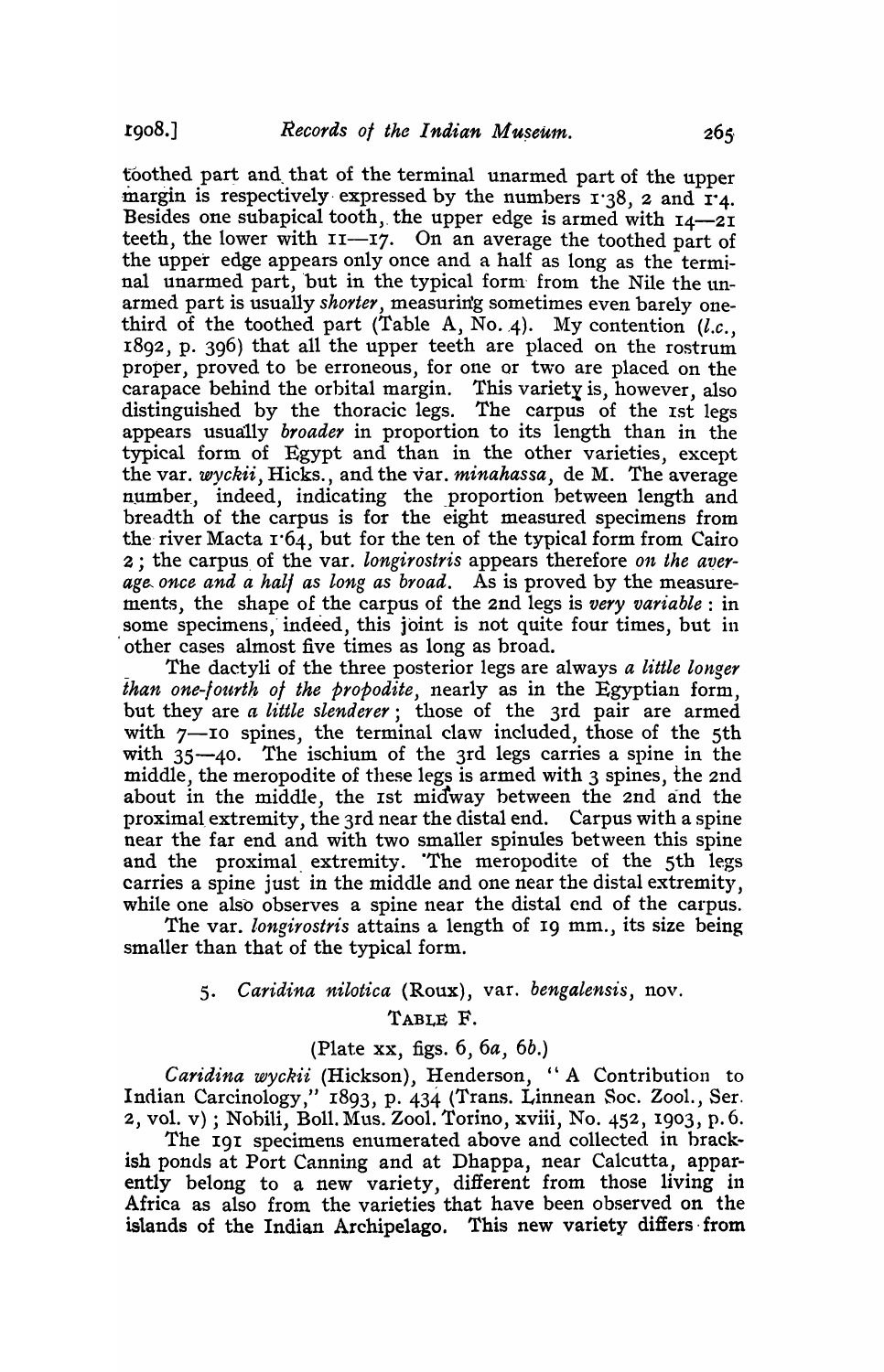toothed part and that of the terminal unarmed part of the upper margin is respectively expressed by the numbers 1·38, 2 and 1·4. Besides one subapical tooth, the upper edge is armed with 14—21 teeth, the lower with 11—17. On an average the toothed part of the upper edge appears only once and a half as long as the terminal unarmed part, but in the typical form from the Nile the unarmed part is usually *shorter*, measuring sometimes even barely one-third of the toothed part (Table A, No. 4). My contention (*l.c.*, 1892, p. 396) that all the upper teeth are placed on the rostrum proper, proved to be erroneous, for one or two are placed on the carapace behind the orbital margin. This variety is, however, also distinguished by the thoracic legs. The carpus of the 1st legs appears usually *broader* in proportion to its length than in the typical form of Egypt and than in the other varieties, except the var. *wyckii*, Hicks., and the var. *minahassa*, de M. The average number, indeed, indicating the proportion between length and breadth of the carpus is for the eight measured specimens from the river Macta 1·64, but for the ten of the typical form from Cairo 2; the carpus of the var. *longirostris* appears therefore *on the average once and a half as long as broad*. As is proved by the measurements, the shape of the carpus of the 2nd legs is *very variable*: in some specimens, indeed, this joint is not quite four times, but in other cases almost five times as long as broad.

The dactyli of the three posterior legs are always *a little longer than one-fourth of the propodite*, nearly as in the Egyptian form, but they are *a little slenderer*; those of the 3rd pair are armed with 7—10 spines, the terminal claw included, those of the 5th with 35—40. The ischium of the 3rd legs carries a spine in the middle, the meropodite of these legs is armed with 3 spines, the 2nd about in the middle, the 1st midway between the 2nd and the proximal extremity, the 3rd near the distal end. Carpus with a spine near the far end and with two smaller spinules between this spine and the proximal extremity. The meropodite of the 5th legs carries a spine just in the middle and one near the distal extremity, while one also observes a spine near the distal end of the carpus.

The var. *longirostris* attains a length of 19 mm., its size being smaller than that of the typical form.

### 5. *Caridina nilotica* (Roux), var. *bengalensis*, nov.

TABLE F.

(Plate xx, figs. 6, 6*a*, 6*b*.)

*Caridina wyckii* (Hickson), Henderson, "A Contribution to Indian Carcinology," 1893, p. 434 (Trans. Linnean Soc. Zool., Ser. 2, vol. v); Nobili, Boll. Mus. Zool. Torino, xviii, No. 452, 1903, p. 6.

The 191 specimens enumerated above and collected in brackish ponds at Port Canning and at Dhappa, near Calcutta, apparently belong to a new variety, different from those living in Africa as also from the varieties that have been observed on the islands of the Indian Archipelago. This new variety differs from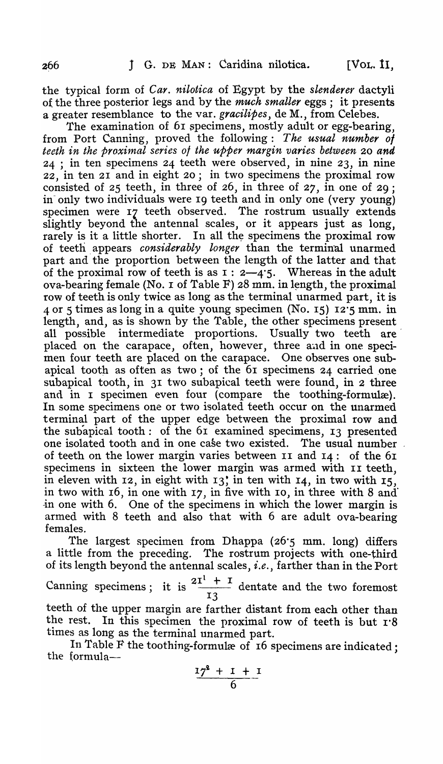the typical form of *Car. nilotica* of Egypt by the *slenderer* dactyli of the three posterior legs and by the *much smaller* eggs ; it presents a greater resemblance to the var. *gracilipes*, de M., from Celebes.

The examination of 61 specimens, mostly adult or egg-bearing, from Port Canning, proved the following : *The usual number of teeth in the proximal series of the upper margin varies between* 20 *and* 24 ; in ten specimens 24 teeth were observed, in nine 23, in nine 22, in ten 21 and in eight 20 ; in two specimens the proximal row consisted of 25 teeth, in three of 26, in three of 27, in one of 29 ; in only two individuals were 19 teeth and in only one (very young) specimen were 17 teeth observed. The rostrum usually extends slightly beyond the antennal scales, or it appears just as long, rarely is it a little shorter. In all the specimens the proximal row of teeth appears *considerably longer* than the terminal unarmed part and the proportion between the length of the latter and that of the proximal row of teeth is as 1 : 2—4·5. Whereas in the adult ova-bearing female (No. 1 of Table F) 28 mm. in length, the proximal row of teeth is only twice as long as the terminal unarmed part, it is 4 or 5 times as long in a quite young specimen (No. 15) 12·5 mm. in length, and, as is shown by the Table, the other specimens present all possible intermediate proportions. Usually two teeth are placed on the carapace, often, however, three and in one specimen four teeth are placed on the carapace. One observes one subapical tooth as often as two ; of the 61 specimens 24 carried one subapical tooth, in 31 two subapical teeth were found, in 2 three and in 1 specimen even four (compare the toothing-formulæ). In some specimens one or two isolated teeth occur on the unarmed terminal part of the upper edge between the proximal row and the subapical tooth : of the 61 examined specimens, 13 presented one isolated tooth and in one case two existed. The usual number of teeth on the lower margin varies between 11 and 14 : of the 61 specimens in sixteen the lower margin was armed with 11 teeth, in eleven with 12, in eight with 13, in ten with 14, in two with 15, in two with 16, in one with 17, in five with 10, in three with 8 and in one with 6. One of the specimens in which the lower margin is armed with 8 teeth and also that with 6 are adult ova-bearing females.

The largest specimen from Dhappa (26·5 mm. long) differs a little from the preceding. The rostrum projects with one-third of its length beyond the antennal scales, *i.e.*, farther than in the Port Canning specimens ; it is $\frac{21^1 + 1}{13}$ dentate and the two foremost teeth of the upper margin are farther distant from each other than the rest. In this specimen the proximal row of teeth is but 1·8 times as long as the terminal unarmed part.

In Table F the toothing-formulæ of 16 specimens are indicated ; the formula—

$$\frac{17^2 + 1 + 1}{6}$$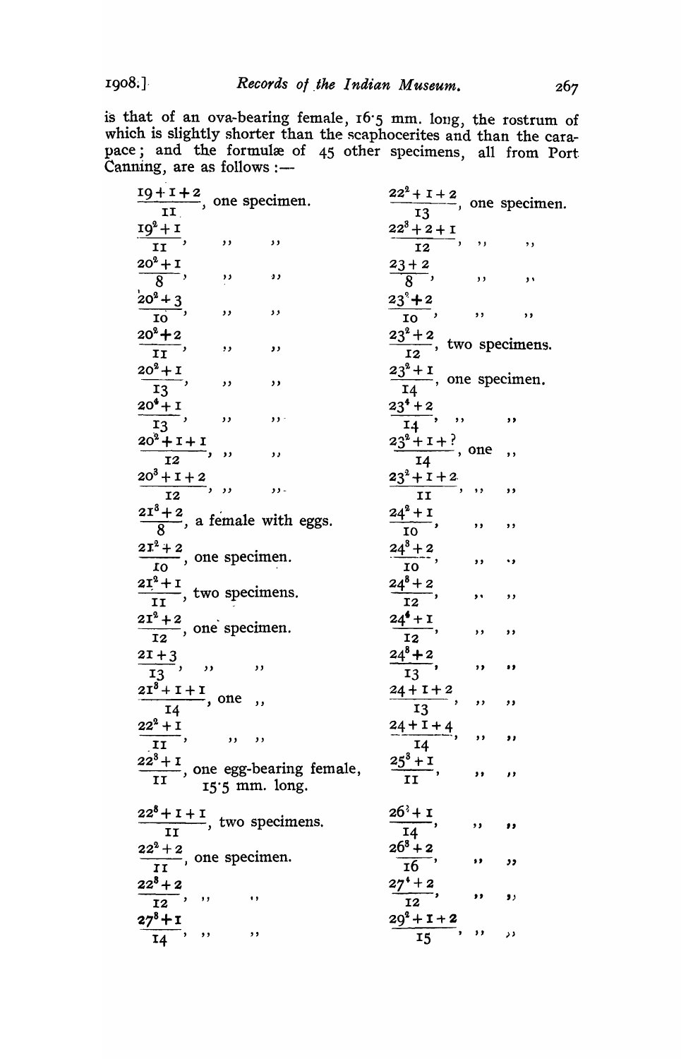is that of an ova-bearing female, 16·5 mm. long, the rostrum of which is slightly shorter than the scaphocerites and than the carapace; and the formulæ of 45 other specimens, all from Port Canning, are as follows :—

$\frac{19+1+2}{11}$, one specimen.

$\frac{19^2+1}{11}$, ,, ,,

$\frac{20^2+1}{8}$, ,, ,,

$\frac{20^2+3}{10}$, ,, ,,

$\frac{20^2+2}{11}$, ,, ,,

$\frac{20^2+1}{13}$, ,, ,,

$\frac{20^4+1}{13}$, ,, ,,

$\frac{20^2+1+1}{12}$, ,, ,,

$\frac{20^3+1+2}{12}$, ,, ,,

$\frac{21^3+2}{8}$, a female with eggs.

$\frac{21^2+2}{10}$, one specimen.

$\frac{21^2+1}{11}$, two specimens.

$\frac{21^2+2}{12}$, one specimen.

$\frac{21+3}{13}$, ,, ,,

$\frac{21^3+1+1}{14}$, one ,,

$\frac{22^2+1}{11}$, ,, ,,

$\frac{22^3+1}{11}$, one egg-bearing female, 15·5 mm. long.

$\frac{22^3+1+1}{11}$, two specimens.

$\frac{22^2+2}{11}$, one specimen.

$\frac{22^3+2}{12}$, ,, ,,

$\frac{27^3+1}{14}$, ,, ,,

$\frac{22^2+1+2}{13}$, one specimen.

$\frac{22^3+2+1}{12}$, ,, ,,

$\frac{23+2}{8}$, ,, ,,

$\frac{23^2+2}{10}$, ,, ,,

$\frac{23^2+2}{12}$, two specimens.

$\frac{23^2+1}{14}$, one specimen.

$\frac{23^4+2}{14}$, ,, ,,

$\frac{23^2+1+?}{14}$, one ,,

$\frac{23^2+1+2}{11}$, ,, ,,

$\frac{24^2+1}{10}$, ,, ,,

$\frac{24^3+2}{10}$, ,, ,,

$\frac{24^3+2}{12}$, ,, ,,

$\frac{24^4+1}{12}$, ,, ,,

$\frac{24^3+2}{13}$, ,, ,,

$\frac{24+1+2}{13}$, ,, ,,

$\frac{24+1+4}{14}$, ,, ,,

$\frac{25^3+1}{11}$, ,, ,,

$\frac{26^3+1}{14}$, ,, ,,

$\frac{26^3+2}{16}$, ,, ,,

$\frac{27^4+2}{12}$, ,, ,,

$\frac{29^2+1+2}{15}$, ,, ,,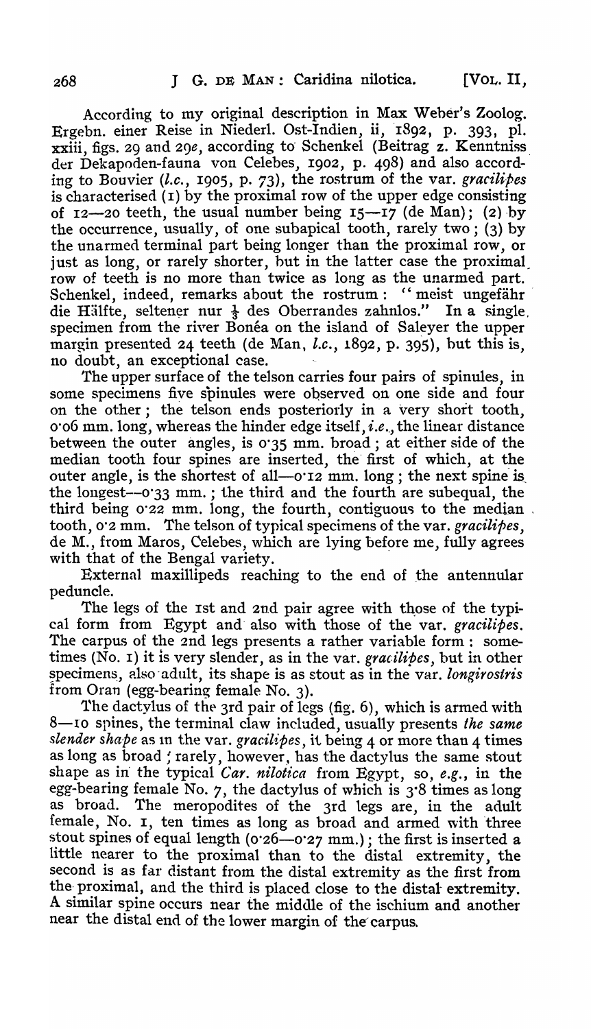According to my original description in Max Weber's Zoolog. Ergebn. einer Reise in Niederl. Ost-Indien, ii, 1892, p. 393, pl. xxiii, figs. 29 and 29*e*, according to Schenkel (Beitrag z. Kenntniss der Dekapoden-fauna von Celebes, 1902, p. 498) and also according to Bouvier (*l.c.*, 1905, p. 73), the rostrum of the var. *gracilipes* is characterised (1) by the proximal row of the upper edge consisting of 12—20 teeth, the usual number being 15—17 (de Man); (2) by the occurrence, usually, of one subapical tooth, rarely two; (3) by the unarmed terminal part being longer than the proximal row, or just as long, or rarely shorter, but in the latter case the proximal row of teeth is no more than twice as long as the unarmed part. Schenkel, indeed, remarks about the rostrum: "meist ungefähr die Hälfte, seltener nur $\frac{1}{3}$ des Oberrandes zahnlos." In a single specimen from the river Bonéa on the island of Saleyer the upper margin presented 24 teeth (de Man, *l.c.*, 1892, p. 395), but this is, no doubt, an exceptional case.

The upper surface of the telson carries four pairs of spinules, in some specimens five spinules were observed on one side and four on the other; the telson ends posteriorly in a very short tooth, 0·06 mm. long, whereas the hinder edge itself, *i.e.*, the linear distance between the outer angles, is 0·35 mm. broad; at either side of the median tooth four spines are inserted, the first of which, at the outer angle, is the shortest of all—0·12 mm. long; the next spine is the longest—0·33 mm.; the third and the fourth are subequal, the third being 0·22 mm. long, the fourth, contiguous to the median tooth, 0·2 mm. The telson of typical specimens of the var. *gracilipes*, de M., from Maros, Celebes, which are lying before me, fully agrees with that of the Bengal variety.

External maxillipeds reaching to the end of the antennular peduncle.

The legs of the 1st and 2nd pair agree with those of the typical form from Egypt and also with those of the var. *gracilipes*. The carpus of the 2nd legs presents a rather variable form: sometimes (No. 1) it is very slender, as in the var. *gracilipes*, but in other specimens, also adult, its shape is as stout as in the var. *longirostris* from Oran (egg-bearing female No. 3).

The dactylus of the 3rd pair of legs (fig. 6), which is armed with 8—10 spines, the terminal claw included, usually presents *the same slender shape* as in the var. *gracilipes*, it being 4 or more than 4 times as long as broad; rarely, however, has the dactylus the same stout shape as in the typical *Car. nilotica* from Egypt, so, *e.g.*, in the egg-bearing female No. 7, the dactylus of which is 3·8 times as long as broad. The meropodites of the 3rd legs are, in the adult female, No. 1, ten times as long as broad and armed with three stout spines of equal length (0·26—0·27 mm.); the first is inserted a little nearer to the proximal than to the distal extremity, the second is as far distant from the distal extremity as the first from the proximal, and the third is placed close to the distal extremity. A similar spine occurs near the middle of the ischium and another near the distal end of the lower margin of the carpus.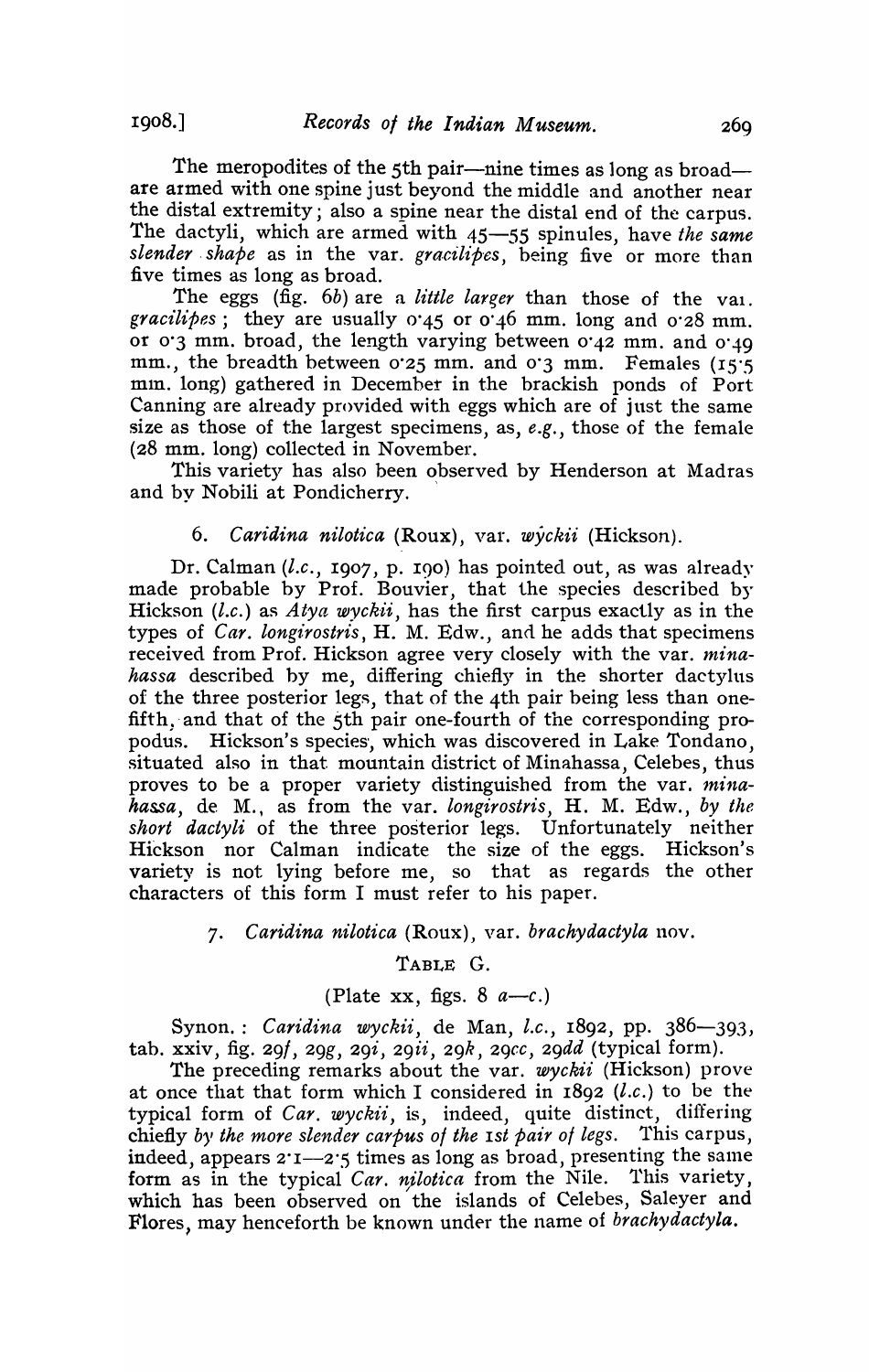The meropodites of the 5th pair—nine times as long as broad—are armed with one spine just beyond the middle and another near the distal extremity; also a spine near the distal end of the carpus. The dactyli, which are armed with 45—55 spinules, have *the same slender shape* as in the var. *gracilipes*, being five or more than five times as long as broad.

The eggs (fig. 6*b*) are a *little larger* than those of the var. *gracilipes*; they are usually 0·45 or 0·46 mm. long and 0·28 mm. or 0·3 mm. broad, the length varying between 0·42 mm. and 0·49 mm., the breadth between 0·25 mm. and 0·3 mm. Females (15·5 mm. long) gathered in December in the brackish ponds of Port Canning are already provided with eggs which are of just the same size as those of the largest specimens, as, *e.g.*, those of the female (28 mm. long) collected in November.

This variety has also been observed by Henderson at Madras and by Nobili at Pondicherry.

### 6. *Caridina nilotica* (Roux), var. *wyckii* (Hickson).

Dr. Calman (*l.c.*, 1907, p. 190) has pointed out, as was already made probable by Prof. Bouvier, that the species described by Hickson (*l.c.*) as *Atya wyckii*, has the first carpus exactly as in the types of *Car. longirostris*, H. M. Edw., and he adds that specimens received from Prof. Hickson agree very closely with the var. *minahassa* described by me, differing chiefly in the shorter dactylus of the three posterior legs, that of the 4th pair being less than one-fifth, and that of the 5th pair one-fourth of the corresponding propodus. Hickson's species, which was discovered in Lake Tondano, situated also in that mountain district of Minahassa, Celebes, thus proves to be a proper variety distinguished from the var. *minahassa*, de M., as from the var. *longirostris*, H. M. Edw., *by the short dactyli* of the three posterior legs. Unfortunately neither Hickson nor Calman indicate the size of the eggs. Hickson's variety is not lying before me, so that as regards the other characters of this form I must refer to his paper.

### 7. *Caridina nilotica* (Roux), var. *brachydactyla* nov.

TABLE G.

(Plate xx, figs. 8 *a*—*c*.)

Synon.: *Caridina wyckii*, de Man, *l.c.*, 1892, pp. 386—393, tab. xxiv, fig. 29*f*, 29*g*, 29*i*, 29*ii*, 29*k*, 29*cc*, 29*dd* (typical form).

The preceding remarks about the var. *wyckii* (Hickson) prove at once that that form which I considered in 1892 (*l.c.*) to be the typical form of *Car. wyckii*, is, indeed, quite distinct, differing chiefly *by the more slender carpus of the 1st pair of legs*. This carpus, indeed, appears 2·1—2·5 times as long as broad, presenting the same form as in the typical *Car. nilotica* from the Nile. This variety, which has been observed on the islands of Celebes, Saleyer and Flores, may henceforth be known under the name of *brachydactyla*.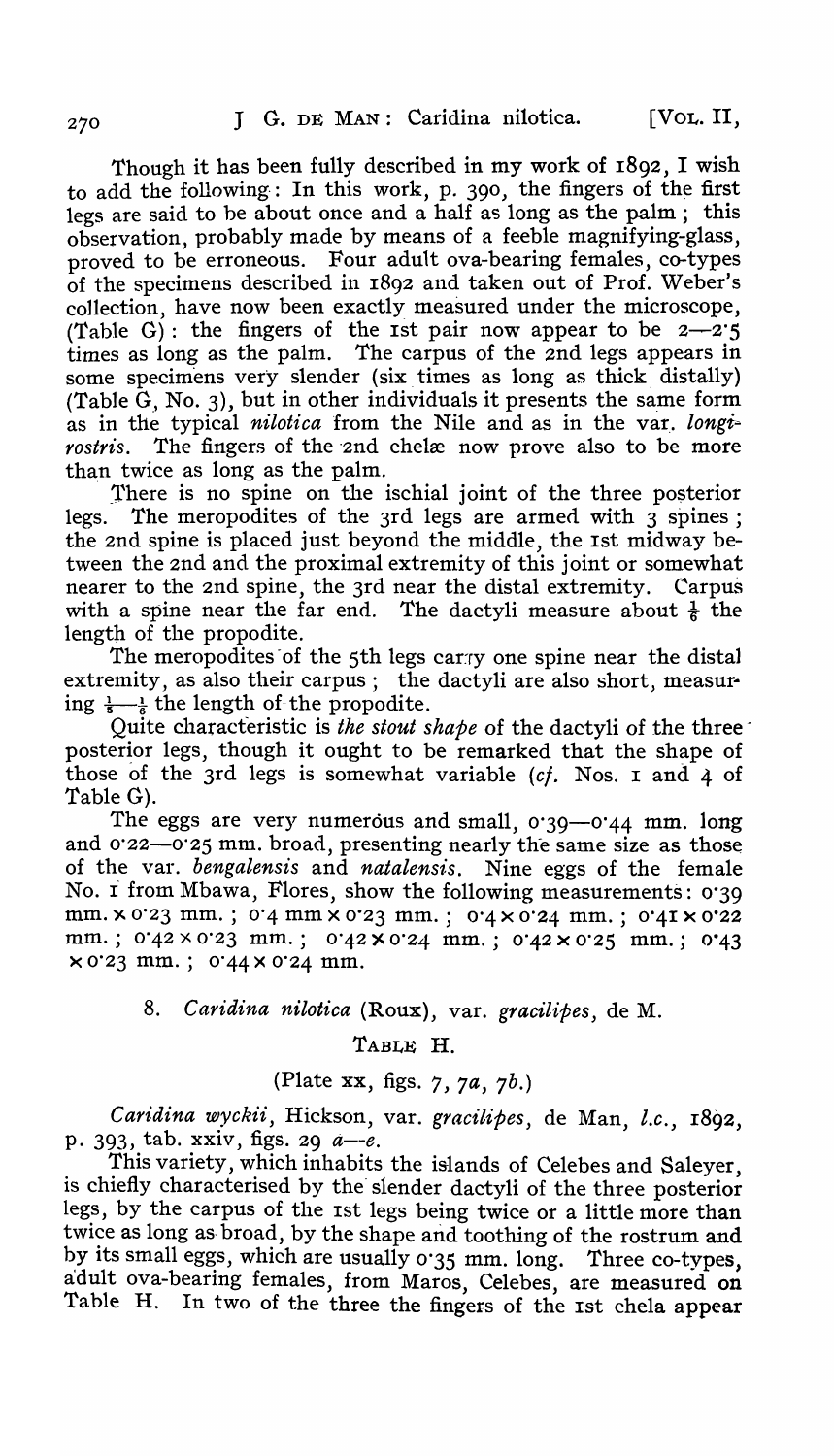Though it has been fully described in my work of 1892, I wish to add the following: In this work, p. 390, the fingers of the first legs are said to be about once and a half as long as the palm; this observation, probably made by means of a feeble magnifying-glass, proved to be erroneous. Four adult ova-bearing females, co-types of the specimens described in 1892 and taken out of Prof. Weber's collection, have now been exactly measured under the microscope, (Table G): the fingers of the 1st pair now appear to be 2—2·5 times as long as the palm. The carpus of the 2nd legs appears in some specimens very slender (six times as long as thick distally) (Table G, No. 3), but in other individuals it presents the same form as in the typical *nilotica* from the Nile and as in the var. *longirostris*. The fingers of the 2nd chelæ now prove also to be more than twice as long as the palm.

There is no spine on the ischial joint of the three posterior legs. The meropodites of the 3rd legs are armed with 3 spines; the 2nd spine is placed just beyond the middle, the 1st midway between the 2nd and the proximal extremity of this joint or somewhat nearer to the 2nd spine, the 3rd near the distal extremity. Carpus with a spine near the far end. The dactyli measure about $\frac{1}{6}$ the length of the propodite.

The meropodites of the 5th legs carry one spine near the distal extremity, as also their carpus; the dactyli are also short, measuring $\frac{1}{5}$—$\frac{1}{6}$ the length of the propodite.

Quite characteristic is *the stout shape* of the dactyli of the three posterior legs, though it ought to be remarked that the shape of those of the 3rd legs is somewhat variable (*cf.* Nos. 1 and 4 of Table G).

The eggs are very numerous and small, 0·39—0·44 mm. long and 0·22—0·25 mm. broad, presenting nearly the same size as those of the var. *bengalensis* and *natalensis*. Nine eggs of the female No. 1 from Mbawa, Flores, show the following measurements: 0·39 mm. × 0·23 mm.; 0·4 mm × 0·23 mm.; 0·4 × 0·24 mm.; 0·41 × 0·22 mm.; 0·42 × 0·23 mm.; 0·42 × 0·24 mm.; 0·42 × 0·25 mm.; 0·43 × 0·23 mm.; 0·44 × 0·24 mm.

## 8. *Caridina nilotica* (Roux), var. *gracilipes*, de M.

TABLE H.

(Plate xx, figs. 7, 7*a*, 7*b*.)

*Caridina wyckii*, Hickson, var. *gracilipes*, de Man, *l.c.*, 1892, p. 393, tab. xxiv, figs. 29 *a*—*e*.

This variety, which inhabits the islands of Celebes and Saleyer, is chiefly characterised by the slender dactyli of the three posterior legs, by the carpus of the 1st legs being twice or a little more than twice as long as broad, by the shape and toothing of the rostrum and by its small eggs, which are usually 0·35 mm. long. Three co-types, adult ova-bearing females, from Maros, Celebes, are measured on Table H. In two of the three the fingers of the 1st chela appear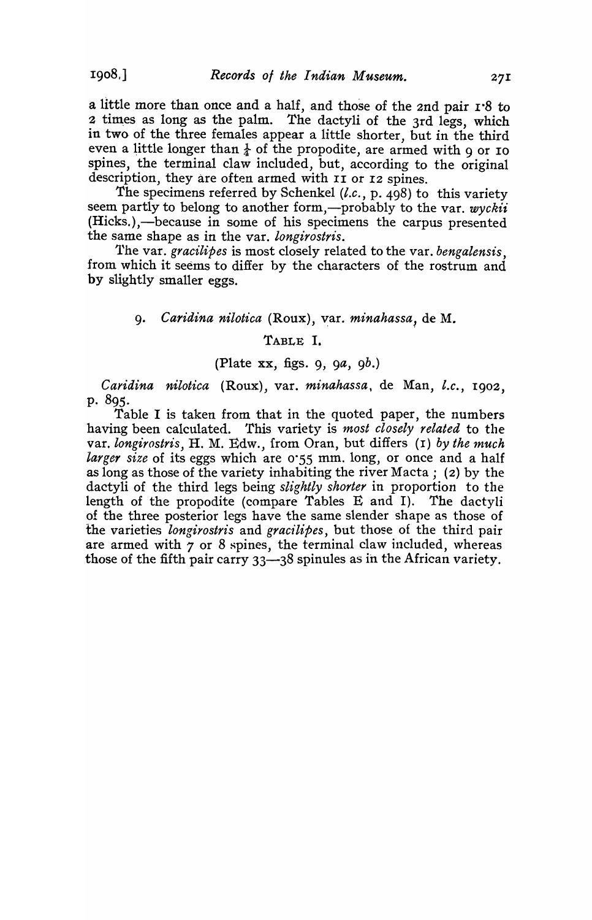a little more than once and a half, and those of the 2nd pair 1·8 to 2 times as long as the palm. The dactyli of the 3rd legs, which in two of the three females appear a little shorter, but in the third even a little longer than ¼ of the propodite, are armed with 9 or 10 spines, the terminal claw included, but, according to the original description, they are often armed with 11 or 12 spines.

The specimens referred by Schenkel (*l.c.*, p. 498) to this variety seem partly to belong to another form,—probably to the var. *wyckii* (Hicks.),—because in some of his specimens the carpus presented the same shape as in the var. *longirostris*.

The var. *gracilipes* is most closely related to the var. *bengalensis*, from which it seems to differ by the characters of the rostrum and by slightly smaller eggs.

### 9. *Caridina nilotica* (Roux), var. *minahassa*, de M.

TABLE I.

(Plate xx, figs. 9, 9*a*, 9*b*.)

*Caridina nilotica* (Roux), var. *minahassa*, de Man, *l.c.*, 1902, p. 895.

Table I is taken from that in the quoted paper, the numbers having been calculated. This variety is *most closely related* to the var. *longirostris*, H. M. Edw., from Oran, but differs (1) *by the much larger size* of its eggs which are 0·55 mm. long, or once and a half as long as those of the variety inhabiting the river Macta ; (2) by the dactyli of the third legs being *slightly shorter* in proportion to the length of the propodite (compare Tables E and I). The dactyli of the three posterior legs have the same slender shape as those of the varieties *longirostris* and *gracilipes*, but those of the third pair are armed with 7 or 8 spines, the terminal claw included, whereas those of the fifth pair carry 33—38 spinules as in the African variety.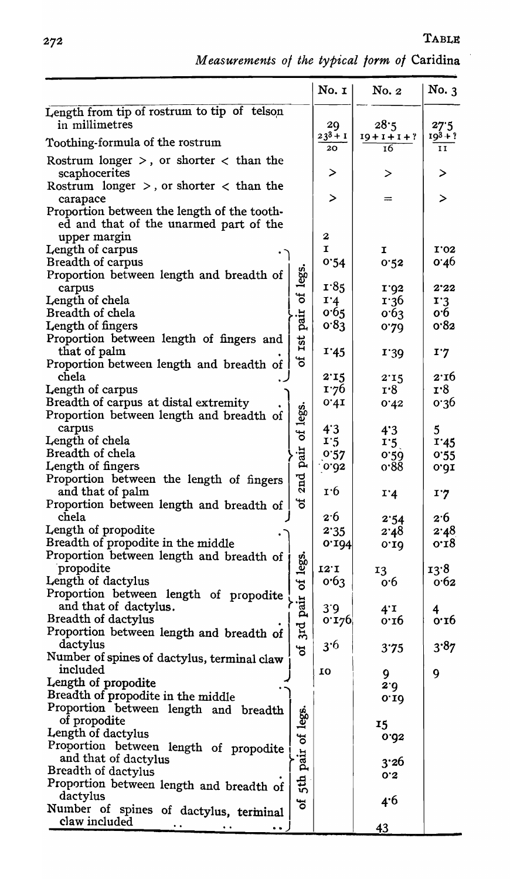TABLE

*Measurements of the typical form of* Caridina

| | | No. 1 | No. 2 | No. 3 |
|---|---|---|---|---|
| Length from tip of rostrum to tip of telson in millimetres | | 29 | 28·5 | 27·5 |
| Toothing-formula of the rostrum | | $\frac{23^3+1}{20}$ | $\frac{19+1+1+?}{16}$ | $\frac{19^3+?}{11}$ |
| Rostrum longer >, or shorter < than the scaphocerites | | > | > | > |
| Rostrum longer >, or shorter < than the carapace | | > | = | > |
| Proportion between the length of the toothed and that of the unarmed part of the upper margin | | 2 | | |
| Length of carpus | of 1st pair of legs. | 1 | 1 | 1·02 |
| Breadth of carpus | | 0·54 | 0·52 | 0·46 |
| Proportion between length and breadth of carpus | | 1·85 | 1·92 | 2·22 |
| Length of chela | | 1·4 | 1·36 | 1·3 |
| Breadth of chela | | 0·65 | 0·63 | 0·6 |
| Length of fingers | | 0·83 | 0·79 | 0·82 |
| Proportion between length of fingers and that of palm | | 1·45 | 1·39 | 1·7 |
| Proportion between length and breadth of chela | | 2·15 | 2·15 | 2·16 |
| Length of carpus | of 2nd pair of legs. | 1·76 | 1·8 | 1·8 |
| Breadth of carpus at distal extremity | | 0·41 | 0·42 | 0·36 |
| Proportion between length and breadth of carpus | | 4·3 | 4·3 | 5 |
| Length of chela | | 1·5 | 1·5 | 1·45 |
| Breadth of chela | | 0·57 | 0·59 | 0·55 |
| Length of fingers | | 0·92 | 0·88 | 0·91 |
| Proportion between the length of fingers and that of palm | | 1·6 | 1·4 | 1·7 |
| Proportion between length and breadth of chela | | 2·6 | 2·54 | 2·6 |
| Length of propodite | of 3rd pair of legs. | 2·35 | 2·48 | 2·48 |
| Breadth of propodite in the middle | | 0·194 | 0·19 | 0·18 |
| Proportion between length and breadth of propodite | | 12·1 | 13 | 13·8 |
| Length of dactylus | | 0·63 | 0·6 | 0·62 |
| Proportion between length of propodite and that of dactylus. | | 3·9 | 4·1 | 4 |
| Breadth of dactylus | | 0·176 | 0·16 | 0·16 |
| Proportion between length and breadth of dactylus | | 3·6 | 3·75 | 3·87 |
| Number of spines of dactylus, terminal claw included | | 10 | 9 | 9 |
| Length of propodite | of 5th pair of legs. | | 2·9 | |
| Breadth of propodite in the middle | | | 0·19 | |
| Proportion between length and breadth of propodite | | | 15 | |
| Length of dactylus | | | 0·92 | |
| Proportion between length of propodite and that of dactylus | | | 3·26 | |
| Breadth of dactylus | | | 0·2 | |
| Proportion between length and breadth of dactylus | | | 4·6 | |
| Number of spines of dactylus, terminal claw included | | | 43 | |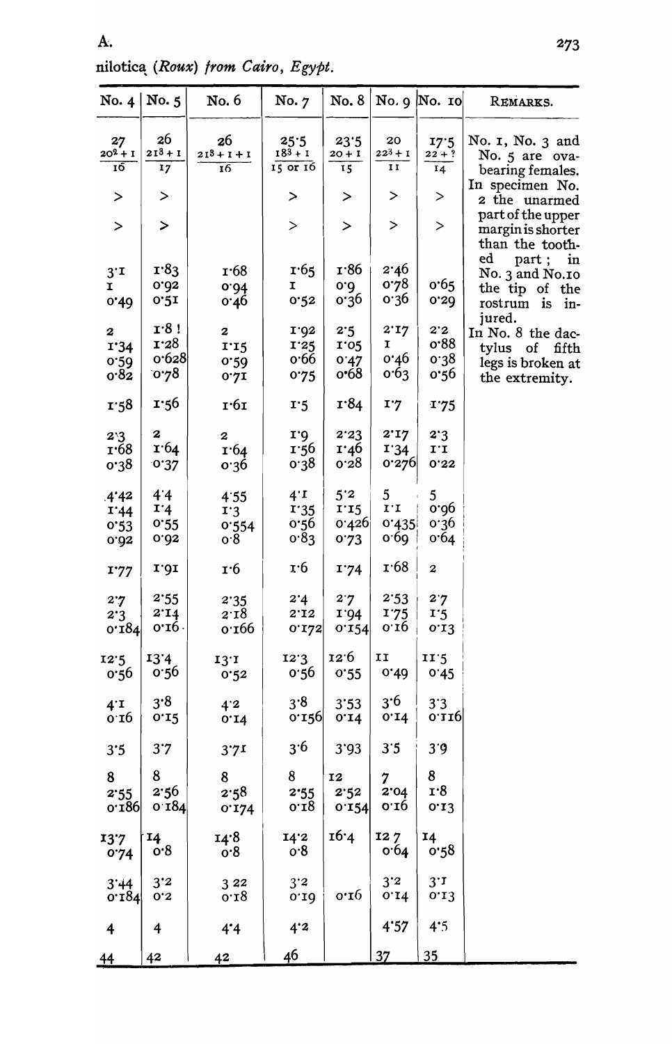A. *nilotica* (*Roux*) *from Cairo, Egypt.*

| No. 4 | No. 5 | No. 6 | No. 7 | No. 8 | No. 9 | No. 10 | REMARKS. |
|---|---|---|---|---|---|---|---|
| 27<br>$\frac{20^2+1}{16}$ | 26<br>$\frac{21^3+1}{17}$ | 26<br>$\frac{21^3+1+1}{16}$ | 25·5<br>$\frac{18^3+1}{15 \text{ or } 16}$ | 23·5<br>$\frac{20+1}{15}$ | 20<br>$\frac{22^3+1}{11}$ | 17·5<br>$\frac{22+?}{14}$ | No. 1, No. 3 and No. 5 are ova-bearing females.<br>In specimen No. 2 the unarmed part of the upper margin is shorter than the toothed part; in No. 3 and No. 10 the tip of the rostrum is injured.<br>In No. 8 the dactylus of fifth legs is broken at the extremity. |
| > | > | | > | > | > | > | |
| > | > | | > | > | > | > | |
| 3·1<br>1<br>0·49 | 1·83<br>0·92<br>0·51 | 1·68<br>0·94<br>0·46 | 1·65<br>1<br>0·52 | 1·86<br>0·9<br>0·36 | 2·46<br>0·78<br>0·36 | <br>0·65<br>0·29 | |
| 2<br>1·34<br>0·59<br>0·82 | 1·8 !<br>1·28<br>0·628<br>0·78 | 2<br>1·15<br>0·59<br>0·71 | 1·92<br>1·25<br>0·66<br>0·75 | 2·5<br>1·05<br>0·47<br>0·68 | 2·17<br>1<br>0·46<br>0·63 | 2·2<br>0·88<br>0·38<br>0·56 | |
| 1·58 | 1·56 | 1·61 | 1·5 | 1·84 | 1·7 | 1·75 | |
| 2·3<br>1·68<br>0·38 | 2<br>1·64<br>0·37 | 2<br>1·64<br>0·36 | 1·9<br>1·56<br>0·38 | 2·23<br>1·46<br>0·28 | 2·17<br>1·34<br>0·276 | 2·3<br>1·1<br>0·22 | |
| 4·42<br>1·44<br>0·53<br>0·92 | 4·4<br>1·4<br>0·55<br>0·92 | 4·55<br>1·3<br>0·554<br>0·8 | 4·1<br>1·35<br>0·56<br>0·83 | 5·2<br>1·15<br>0·426<br>0·73 | 5<br>1·1<br>0·435<br>0·69 | 5<br>0·96<br>0·36<br>0·64 | |
| 1·77 | 1·91 | 1·6 | 1·6 | 1·74 | 1·68 | 2 | |
| 2·7<br>2·3<br>0·184 | 2·55<br>2·14<br>0·16 | 2·35<br>2·18<br>0·166 | 2·4<br>2·12<br>0·172 | 2·7<br>1·94<br>0·154 | 2·53<br>1·75<br>0·16 | 2·7<br>1·5<br>0·13 | |
| 12·5<br>0·56 | 13·4<br>0·56 | 13·1<br>0·52 | 12·3<br>0·56 | 12·6<br>0·55 | 11<br>0·49 | 11·5<br>0·45 | |
| 4·1<br>0·16 | 3·8<br>0·15 | 4·2<br>0·14 | 3·8<br>0·156 | 3·53<br>0·14 | 3·6<br>0·14 | 3·3<br>0·116 | |
| 3·5 | 3·7 | 3·71 | 3·6 | 3·93 | 3·5 | 3·9 | |
| 8<br>2·55<br>0·186 | 8<br>2·56<br>0·184 | 8<br>2·58<br>0·174 | 8<br>2·55<br>0·18 | 12<br>2·52<br>0·154 | 7<br>2·04<br>0·16 | 8<br>1·8<br>0·13 | |
| 13·7<br>0·74 | 14<br>0·8 | 14·8<br>0·8 | 14·2<br>0·8 | 16·4 | 12·7<br>0·64 | 14<br>0·58 | |
| 3·44<br>0·184 | 3·2<br>0·2 | 3·22<br>0·18 | 3·2<br>0·19 | <br>0·16 | 3·2<br>0·14 | 3·1<br>0·13 | |
| 4 | 4 | 4·4 | 4·2 | | 4·57 | 4·5 | |
| 44 | 42 | 42 | 46 | | 37 | 35 | |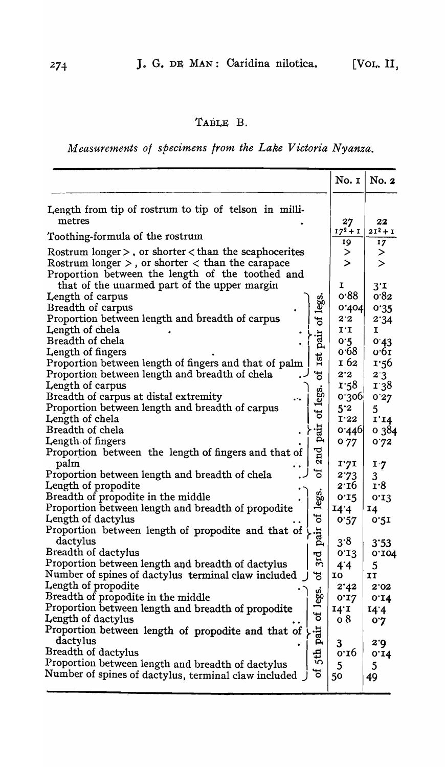TABLE B.

*Measurements of specimens from the Lake Victoria Nyanza.*

| | | No. 1 | No. 2 |
|---|---|---|---|
| Length from tip of rostrum to tip of telson in millimetres | | 27 | 22 |
| Toothing-formula of the rostrum | | $\frac{17^2+1}{19}$ | $\frac{21^2+1}{17}$ |
| Rostrum longer >, or shorter < than the scaphocerites | | > | > |
| Rostrum longer >, or shorter < than the carapace | | > | > |
| Proportion between the length of the toothed and that of the unarmed part of the upper margin | | 1 | 3·1 |
| Length of carpus | of 1st pair of legs. | 0·88 | 0·82 |
| Breadth of carpus | | 0·404 | 0·35 |
| Proportion between length and breadth of carpus | | 2·2 | 2·34 |
| Length of chela | | 1·1 | 1 |
| Breadth of chela | | 0·5 | 0·43 |
| Length of fingers | | 0·68 | 0·61 |
| Proportion between length of fingers and that of palm | | 1 62 | 1·56 |
| Proportion between length and breadth of chela | | 2·2 | 2·3 |
| Length of carpus | of 2nd pair of legs. | 1·58 | 1·38 |
| Breadth of carpus at distal extremity | | 0·306 | 0·27 |
| Proportion between length and breadth of carpus | | 5·2 | 5 |
| Length of chela | | 1·22 | 1·14 |
| Breadth of chela | | 0·446 | 0 384 |
| Length of fingers | | 0 77 | 0·72 |
| Proportion between the length of fingers and that of palm | | 1·71 | 1·7 |
| Proportion between length and breadth of chela | | 2·73 | 3 |
| Length of propodite | of 3rd pair of legs. | 2·16 | 1·8 |
| Breadth of propodite in the middle | | 0·15 | 0·13 |
| Proportion between length and breadth of propodite | | 14·4 | 14 |
| Length of dactylus | | 0·57 | 0·51 |
| Proportion between length of propodite and that of dactylus | | 3·8 | 3·53 |
| Breadth of dactylus | | 0·13 | 0·104 |
| Proportion between length and breadth of dactylus | | 4·4 | 5 |
| Number of spines of dactylus terminal claw included | | 10 | 11 |
| Length of propodite | of 5th pair of legs. | 2·42 | 2·02 |
| Breadth of propodite in the middle | | 0·17 | 0·14 |
| Proportion between length and breadth of propodite | | 14·1 | 14·4 |
| Length of dactylus | | 0 8 | 0·7 |
| Proportion between length of propodite and that of dactylus | | 3 | 2·9 |
| Breadth of dactylus | | 0·16 | 0·14 |
| Proportion between length and breadth of dactylus | | 5 | 5 |
| Number of spines of dactylus, terminal claw included | | 50 | 49 |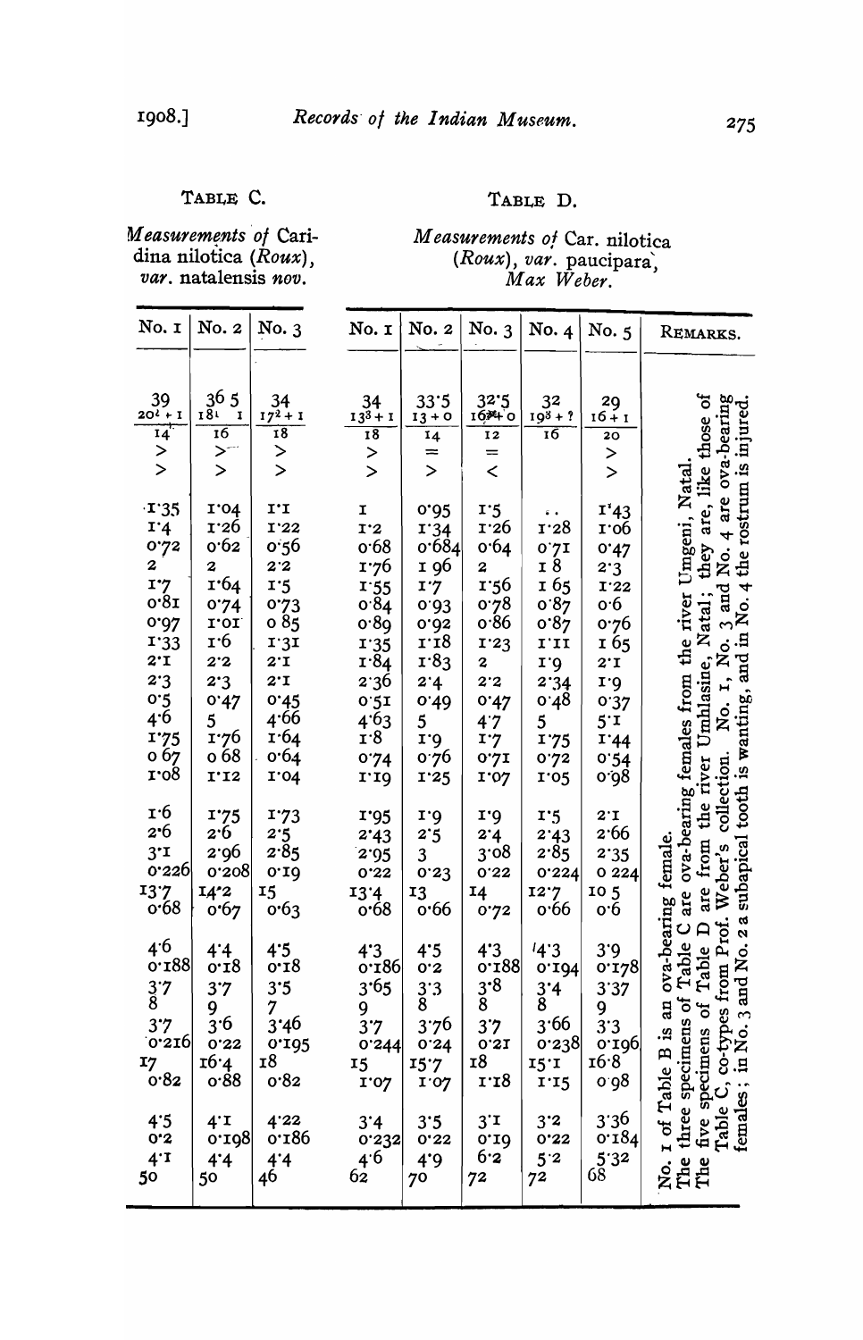TABLE C.

*Measurements of* Caridina nilotica (*Roux*), *var.* natalensis *nov.*

TABLE D.

*Measurements of* Car. nilotica (*Roux*), *var.* paucipara, *Max Weber.*

| No. 1 | No. 2 | No. 3 | No. 1 | No. 2 | No. 3 | No. 4 | No. 5 | REMARKS. |
|---|---|---|---|---|---|---|---|---|
| 39 | 36·5 | 34 | 34 | 33·5 | 32·5 | 32 | 29 | No. 1 of Table B is an ova-bearing female. |
| $20^{2}+1$ | $18^{1}$ 1 | $17^{2}+1$ | $13^{3}+1$ | 13 + 0 | $16^{4}+0$ | $19^{3}+?$ | 16 + 1 | The three specimens of Table C are ova-bearing females from the river Umgeni, Natal. |
| 14 | 16 | 18 | 18 | 14 | 12 | 16 | 20 | The five specimens of Table D are from the river Umhlasine, Natal; they are, like those of Table C, co-types from Prof. Weber's collection. No. 1, No. 3 and No. 4 are ova-bearing females; in No. 3 and No. 2 a subapical tooth is wanting, and in No. 4 the rostrum is injured. |
| > | > | > | > | = | = | | > | |
| > | > | > | > | > | < | | > | |
| 1·35 | 1·04 | 1·1 | 1 | 0·95 | 1·5 | .. | 1·43 | |
| 1·4 | 1·26 | 1·22 | 1·2 | 1·34 | 1·26 | 1·28 | 1·06 | |
| 0·72 | 0·62 | 0·56 | 0·68 | 0·684 | 0·64 | 0·71 | 0·47 | |
| 2 | 2 | 2·2 | 1·76 | 1·96 | 2 | 1·8 | 2·3 | |
| 1·7 | 1·64 | 1·5 | 1·55 | 1·7 | 1·56 | 1·65 | 1·22 | |
| 0·81 | 0·74 | 0·73 | 0·84 | 0·93 | 0·78 | 0·87 | 0·6 | |
| 0·97 | 1·01 | 0·85 | 0·89 | 0·92 | 0·86 | 0·87 | 0·76 | |
| 1·33 | 1·6 | 1·31 | 1·35 | 1·18 | 1·23 | 1·11 | 1·65 | |
| 2·1 | 2·2 | 2·1 | 1·84 | 1·83 | 2 | 1·9 | 2·1 | |
| 2·3 | 2·3 | 2·1 | 2·36 | 2·4 | 2·2 | 2·34 | 1·9 | |
| 0·5 | 0·47 | 0·45 | 0·51 | 0·49 | 0·47 | 0·48 | 0·37 | |
| 4·6 | 5 | 4·66 | 4·63 | 5 | 4·7 | 5 | 5·1 | |
| 1·75 | 1·76 | 1·64 | 1·8 | 1·9 | 1·7 | 1·75 | 1·44 | |
| 0·67 | 0·68 | 0·64 | 0·74 | 0·76 | 0·71 | 0·72 | 0·54 | |
| 1·08 | 1·12 | 1·04 | 1·19 | 1·25 | 1·07 | 1·05 | 0·98 | |
| 1·6 | 1·75 | 1·73 | 1·95 | 1·9 | 1·9 | 1·5 | 2·1 | |
| 2·6 | 2·6 | 2·5 | 2·43 | 2·5 | 2·4 | 2·43 | 2·66 | |
| 3·1 | 2·96 | 2·85 | 2·95 | 3 | 3·08 | 2·85 | 2·35 | |
| 0·226 | 0·208 | 0·19 | 0·22 | 0·23 | 0·22 | 0·224 | 0·224 | |
| 13·7 | 14·2 | 15 | 13·4 | 13 | 14 | 12·7 | 10·5 | |
| 0·68 | 0·67 | 0·63 | 0·68 | 0·66 | 0·72 | 0·66 | 0·6 | |
| 4·6 | 4·4 | 4·5 | 4·3 | 4·5 | 4·3 | 4·3 | 3·9 | |
| 0·188 | 0·18 | 0·18 | 0·186 | 0·2 | 0·188 | 0·194 | 0·178 | |
| 3·7 | 3·7 | 3·5 | 3·65 | 3·3 | 3·8 | 3·4 | 3·37 | |
| 8 | 9 | 7 | 9 | 8 | 8 | 8 | 9 | |
| 3·7 | 3·6 | 3·46 | 3·7 | 3·76 | 3·7 | 3·66 | 3·3 | |
| 0·216 | 0·22 | 0·195 | 0·244 | 0·24 | 0·21 | 0·238 | 0·196 | |
| 17 | 16·4 | 18 | 15 | 15·7 | 18 | 15·1 | 16·8 | |
| 0·82 | 0·88 | 0·82 | 1·07 | 1·07 | 1·18 | 1·15 | 0·98 | |
| 4·5 | 4·1 | 4·22 | 3·4 | 3·5 | 3·1 | 3·2 | 3·36 | |
| 0·2 | 0·198 | 0·186 | 0·232 | 0·22 | 0·19 | 0·22 | 0·184 | |
| 4·1 | 4·4 | 4·4 | 4·6 | 4·9 | 6·2 | 5·2 | 5·32 | |
| 50 | 50 | 46 | 62 | 70 | 72 | 72 | 68 | |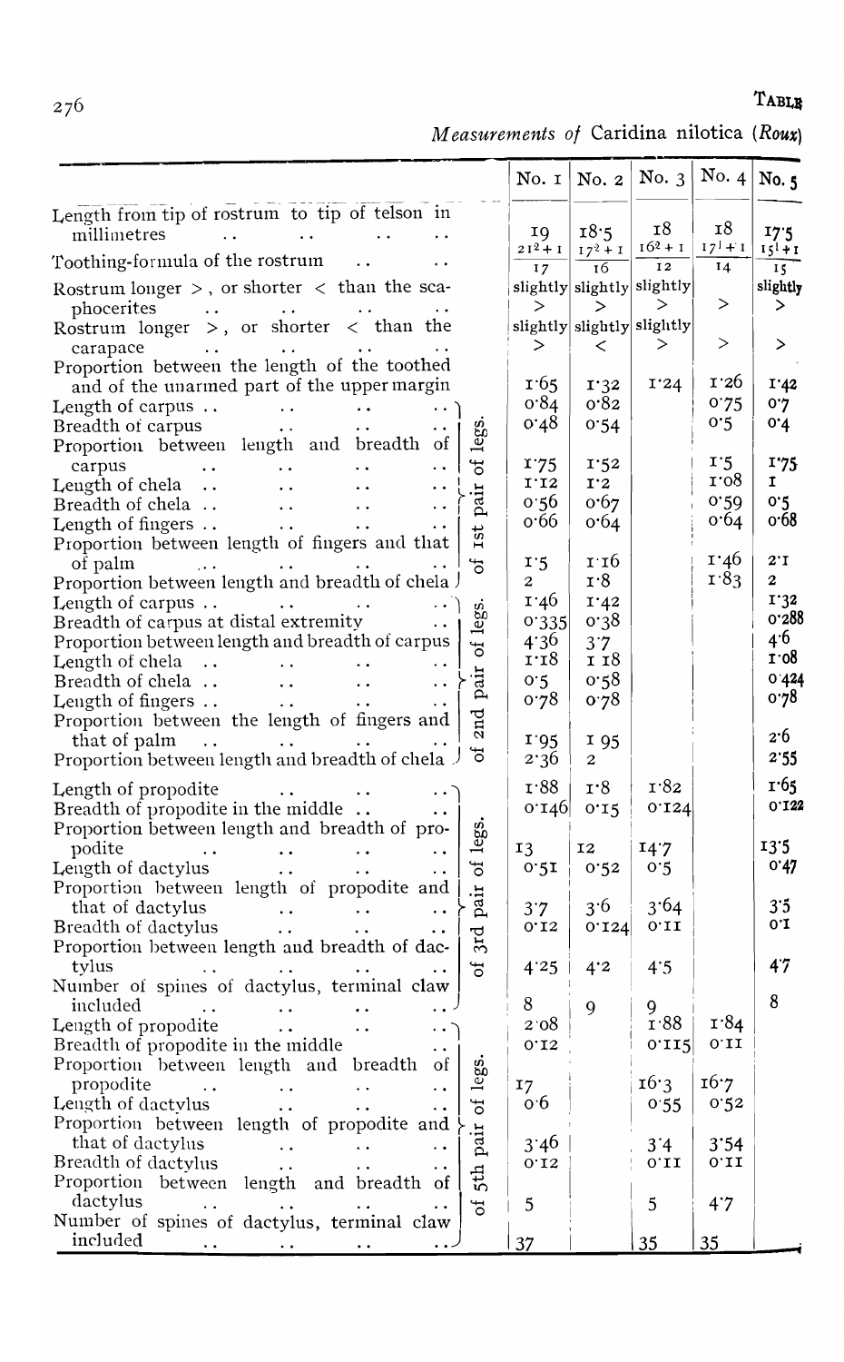TABLE

*Measurements of* Caridina nilotica (*Roux*)

| | | No. 1 | No. 2 | No. 3 | No. 4 | No. 5 |
|---|---|---|---|---|---|---|
| Length from tip of rostrum to tip of telson in millimetres | | 19 | 18·5 | 18 | 18 | 17·5 |
| Toothing-formula of the rostrum | | $\frac{21^2+1}{17}$ | $\frac{17^2+1}{16}$ | $\frac{16^2+1}{12}$ | $\frac{17^1+1}{14}$ | $\frac{15^1+1}{15}$ |
| Rostrum longer >, or shorter < than the scaphocerites | | slightly > | slightly > | slightly > | > | slightly > |
| Rostrum longer >, or shorter < than the carapace | | slightly > | slightly < | slightly > | > | > |
| Proportion between the length of the toothed and of the unarmed part of the upper margin | | 1·65 | 1·32 | 1·24 | 1·26 | 1·42 |
| Length of carpus | of 1st pair of legs. | 0·84 | 0·82 | | 0·75 | 0·7 |
| Breadth of carpus | of 1st pair of legs. | 0·48 | 0·54 | | 0·5 | 0·4 |
| Proportion between length and breadth of carpus | of 1st pair of legs. | 1·75 | 1·52 | | 1·5 | 1·75 |
| Length of chela | of 1st pair of legs. | 1·12 | 1·2 | | 1·08 | 1 |
| Breadth of chela | of 1st pair of legs. | 0·56 | 0·67 | | 0·59 | 0·5 |
| Length of fingers | of 1st pair of legs. | 0·66 | 0·64 | | 0·64 | 0·68 |
| Proportion between length of fingers and that of palm | of 1st pair of legs. | 1·5 | 1·16 | | 1·46 | 2·1 |
| Proportion between length and breadth of chela | of 1st pair of legs. | 2 | 1·8 | | 1·83 | 2 |
| Length of carpus | of 2nd pair of legs. | 1·46 | 1·42 | | | 1·32 |
| Breadth of carpus at distal extremity | of 2nd pair of legs. | 0·335 | 0·38 | | | 0·288 |
| Proportion between length and breadth of carpus | of 2nd pair of legs. | 4·36 | 3·7 | | | 4·6 |
| Length of chela | of 2nd pair of legs. | 1·18 | 1 18 | | | 1·08 |
| Breadth of chela | of 2nd pair of legs. | 0·5 | 0·58 | | | 0·424 |
| Length of fingers | of 2nd pair of legs. | 0·78 | 0·78 | | | 0·78 |
| Proportion between the length of fingers and that of palm | of 2nd pair of legs. | 1·95 | 1 95 | | | 2·6 |
| Proportion between length and breadth of chela | of 2nd pair of legs. | 2·36 | 2 | | | 2·55 |
| Length of propodite | of 3rd pair of legs. | 1·88 | 1·8 | 1·82 | | 1·65 |
| Breadth of propodite in the middle | of 3rd pair of legs. | 0·146 | 0·15 | 0·124 | | 0·122 |
| Proportion between length and breadth of propodite | of 3rd pair of legs. | 13 | 12 | 14·7 | | 13·5 |
| Length of dactylus | of 3rd pair of legs. | 0·51 | 0·52 | 0·5 | | 0·47 |
| Proportion between length of propodite and that of dactylus | of 3rd pair of legs. | 3·7 | 3·6 | 3·64 | | 3·5 |
| Breadth of dactylus | of 3rd pair of legs. | 0·12 | 0·124 | 0·11 | | 0·1 |
| Proportion between length and breadth of dactylus | of 3rd pair of legs. | 4·25 | 4·2 | 4·5 | | 4·7 |
| Number of spines of dactylus, terminal claw included | of 3rd pair of legs. | 8 | 9 | 9 | | 8 |
| Length of propodite | of 5th pair of legs. | 2·08 | | 1·88 | 1·84 | |
| Breadth of propodite in the middle | of 5th pair of legs. | 0·12 | | 0·115 | 0·11 | |
| Proportion between length and breadth of propodite | of 5th pair of legs. | 17 | | 16·3 | 16·7 | |
| Length of dactylus | of 5th pair of legs. | 0·6 | | 0·55 | 0·52 | |
| Proportion between length of propodite and that of dactylus | of 5th pair of legs. | 3·46 | | 3·4 | 3·54 | |
| Breadth of dactylus | of 5th pair of legs. | 0·12 | | 0·11 | 0·11 | |
| Proportion between length and breadth of dactylus | of 5th pair of legs. | 5 | | 5 | 4·7 | |
| Number of spines of dactylus, terminal claw included | of 5th pair of legs. | 37 | | 35 | 35 | |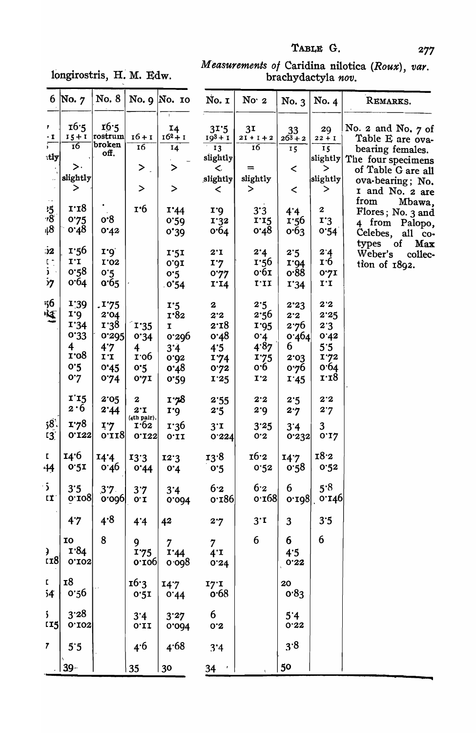longirostris, H. M. Edw.

## TABLE G.

*Measurements of* Caridina nilotica *(Roux)*, *var.* brachydactyla *nov.*

| 6 | No. 7 | No. 8 | No. 9 | No. 10 | No. 1 | No. 2 | No. 3 | No. 4 | REMARKS. |
|---|---|---|---|---|---|---|---|---|---|
| ' | 16·5 | 16·5 | | 14 | 31·5 | 31 | 33 | 29 | No. 2 and No. 7 of Table E are ova-bearing females. The four specimens of Table G are all ova-bearing; No. 1 and No. 2 are from Mbawa, Flores; No. 3 and 4 from Palopo, Celebes, all co-types of Max Weber's collection of 1892. |
| -1 | 15+1 | rostrum broken off. | 16+1 | $16^2$+1 | $19^3$+1 | 21+1+2 | $26^3$+2 | 22+1 | |
| ; | 16 | | 16 | 14 | 13 | 16 | 15 | 15 | |
| ıtly | | | | | slightly | | | slightly | |
| | > | | > | > | < | = | < | > | |
| | slightly > | | > | > | slightly < | slightly > | < | slightly > | |
| 5 | 1·18 | | 1·6 | 1·44 | 1·9 | 3·3 | 4·4 | 2 | |
| 78 | 0·75 | 0·8 | | 0·59 | 1·32 | 1·15 | 1·56 | 1·3 | |
| 18 | 0·48 | 0·42 | | 0·39 | 0·64 | 0·48 | 0·63 | 0·54 | |
| 32 | 1·56 | 1·9 | | 1·51 | 2·1 | 2·4 | 2·5 | 2·4 | |
| | 1·1 | 1·02 | | 0·91 | 1·7 | 1·56 | 1·94 | 1·6 | |
| | 0·58 | 0·5 | | 0·5 | 0·77 | 0·61 | 0·88 | 0·71 | |
| 57 | 0·64 | 0·65 | | 0·54 | 1·14 | 1·11 | 1·34 | 1·1 | |
| 56 | 1·39 | 1·75 | | 1·5 | 2 | 2·5 | 2·23 | 2·2 | |
| | 1·9 | 2·04 | | 1·82 | 2·2 | 2·56 | 2·2 | 2·25 | |
| | 1·34 | 1·38 | 1·35 | 1 | 2·18 | 1·95 | 2·76 | 2·3 | |
| | 0·33 | 0·295 | 0·34 | 0·296 | 0·48 | 0·4 | 0·464 | 0·42 | |
| | 4 | 4·7 | 4 | 3·4 | 4·5 | 4·87 | 6 | 5·5 | |
| | 1·08 | 1·1 | 1·06 | 0·92 | 1·74 | 1·75 | 2·03 | 1·72 | |
| | 0·5 | 0·45 | 0·5 | 0·48 | 0·72 | 0·6 | 0·76 | 0·64 | |
| | 0·7 | 0·74 | 0·71 | 0·59 | 1·25 | 1·2 | 1·45 | 1·18 | |
| | 1·15 | 2·05 | 2 | 1·78 | 2·55 | 2·2 | 2·5 | 2·2 | |
| | 2·6 | 2·44 | 2·1 (4th pair). | 1·9 | 2·5 | 2·9 | 2·7 | 2·7 | |
| 58 | 1·78 | 1·7 | 1·62 | 1·36 | 3·1 | 3·25 | 3·4 | 3 | |
| 13 | 0·122 | 0·118 | 0·122 | 0·11 | 0·224 | 0·2 | 0·232 | 0·17 | |
| 1 | 14·6 | 14·4 | 13·3 | 12·3 | 13·8 | 16·2 | 14·7 | 18·2 | |
| 44 | 0·51 | 0·46 | 0·44 | 0·4 | 0·5 | 0·52 | 0·58 | 0·52 | |
| 5 | 3·5 | 3·7 | 3·7 | 3·4 | 6·2 | 6·2 | 6 | 5·8 | |
| 11 | 0·108 | 0·096 | 0·1 | 0·094 | 0·186 | 0·168 | 0·198 | 0·146 | |
| | 4·7 | 4·8 | 4·4 | 42 | 2·7 | 3·1 | 3 | 3·5 | |
| ) | 10 | 8 | 9 | 7 | 7 | 6 | 6 | 6 | |
| | 1·84 | | 1·75 | 1·44 | 4·1 | | 4·5 | | |
| 118 | 0·102 | | 0·106 | 0·098 | 0·24 | | 0·22 | | |
| 1 | 18 | | 16·3 | 14·7 | 17·1 | | 20 | | |
| 54 | 0·56 | | 0·51 | 0·44 | 0·68 | | 0·83 | | |
| 5 | 3·28 | | 3·4 | 3·27 | 6 | | 5·4 | | |
| 115 | 0·102 | | 0·11 | 0·094 | 0·2 | | 0·22 | | |
| 7 | 5·5 | | 4·6 | 4·68 | 3·4 | | 3·8 | | |
| | 39 | | 35 | 30 | 34 | | 50 | | |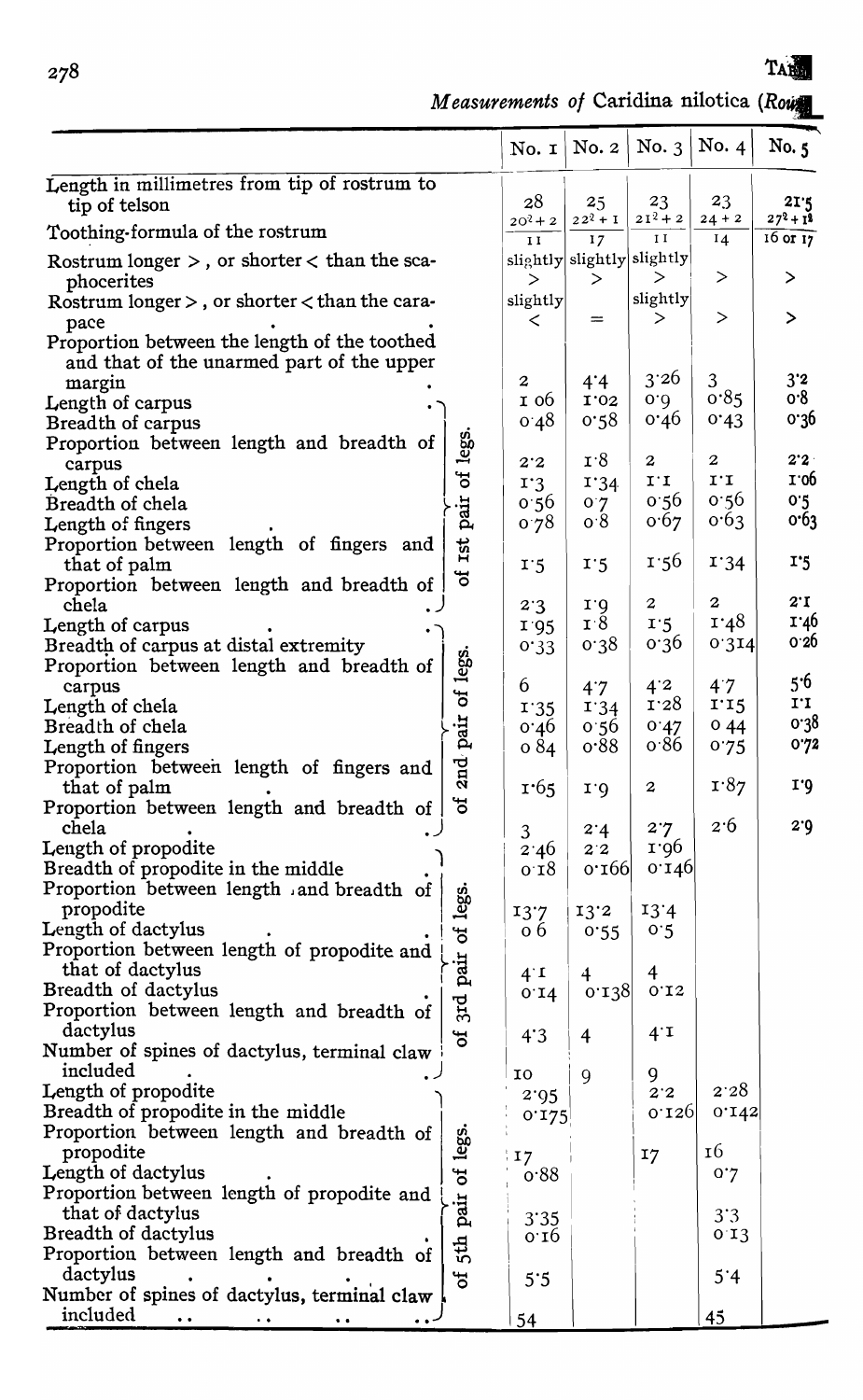*Measurements of* Caridina nilotica (Rou...

| | | No. 1 | No. 2 | No. 3 | No. 4 | No. 5 |
|---|---|---|---|---|---|---|
| Length in millimetres from tip of rostrum to tip of telson | | 28 | 25 | 23 | 23 | 21·5 |
| Toothing-formula of the rostrum | | $\frac{20^2+2}{11}$ | $\frac{22^2+1}{17}$ | $\frac{21^2+2}{11}$ | $\frac{24+2}{14}$ | $\frac{27^2+1^2}{16 \text{ or } 17}$ |
| Rostrum longer >, or shorter < than the scaphocerites | | slightly > | slightly > | slightly > | > | > |
| Rostrum longer >, or shorter < than the carapace | | slightly < | = | slightly > | > | > |
| Proportion between the length of the toothed and that of the unarmed part of the upper margin | | 2 | 4·4 | 3·26 | 3 | 3·2 |
| Length of carpus | of 1st pair of legs. | 1·06 | 1·02 | 0·9 | 0·85 | 0·8 |
| Breadth of carpus | | 0·48 | 0·58 | 0·46 | 0·43 | 0·36 |
| Proportion between length and breadth of carpus | | 2·2 | 1·8 | 2 | 2 | 2·2 |
| Length of chela | | 1·3 | 1·34 | 1·1 | 1·1 | 1·06 |
| Breadth of chela | | 0·56 | 0·7 | 0·56 | 0·56 | 0·5 |
| Length of fingers | | 0·78 | 0·8 | 0·67 | 0·63 | 0·63 |
| Proportion between length of fingers and that of palm | | 1·5 | 1·5 | 1·56 | 1·34 | 1·5 |
| Proportion between length and breadth of chela | | 2·3 | 1·9 | 2 | 2 | 2·1 |
| Length of carpus | of 2nd pair of legs. | 1·95 | 1·8 | 1·5 | 1·48 | 1·46 |
| Breadth of carpus at distal extremity | | 0·33 | 0·38 | 0·36 | 0·314 | 0·26 |
| Proportion between length and breadth of carpus | | 6 | 4·7 | 4·2 | 4·7 | 5·6 |
| Length of chela | | 1·35 | 1·34 | 1·28 | 1·15 | 1·1 |
| Breadth of chela | | 0·46 | 0·56 | 0·47 | 0·44 | 0·38 |
| Length of fingers | | 0·84 | 0·88 | 0·86 | 0·75 | 0·72 |
| Proportion between length of fingers and that of palm | | 1·65 | 1·9 | 2 | 1·87 | 1·9 |
| Proportion between length and breadth of chela | | 3 | 2·4 | 2·7 | 2·6 | 2·9 |
| Length of propodite | of 3rd pair of legs. | 2·46 | 2·2 | 1·96 | | |
| Breadth of propodite in the middle | | 0·18 | 0·166 | 0·146 | | |
| Proportion between length and breadth of propodite | | 13·7 | 13·2 | 13·4 | | |
| Length of dactylus | | 0·6 | 0·55 | 0·5 | | |
| Proportion between length of propodite and that of dactylus | | 4·1 | 4 | 4 | | |
| Breadth of dactylus | | 0·14 | 0·138 | 0·12 | | |
| Proportion between length and breadth of dactylus | | 4·3 | 4 | 4·1 | | |
| Number of spines of dactylus, terminal claw included | | 10 | 9 | 9 | | |
| Length of propodite | of 5th pair of legs. | 2·95 | | 2·2 | 2·28 | |
| Breadth of propodite in the middle | | 0·175 | | 0·126 | 0·142 | |
| Proportion between length and breadth of propodite | | 17 | | 17 | 16 | |
| Length of dactylus | | 0·88 | | | 0·7 | |
| Proportion between length of propodite and that of dactylus | | 3·35 | | | 3·3 | |
| Breadth of dactylus | | 0·16 | | | 0·13 | |
| Proportion between length and breadth of dactylus | | 5·5 | | | 5·4 | |
| Number of spines of dactylus, terminal claw included | | 54 | | | 45 | |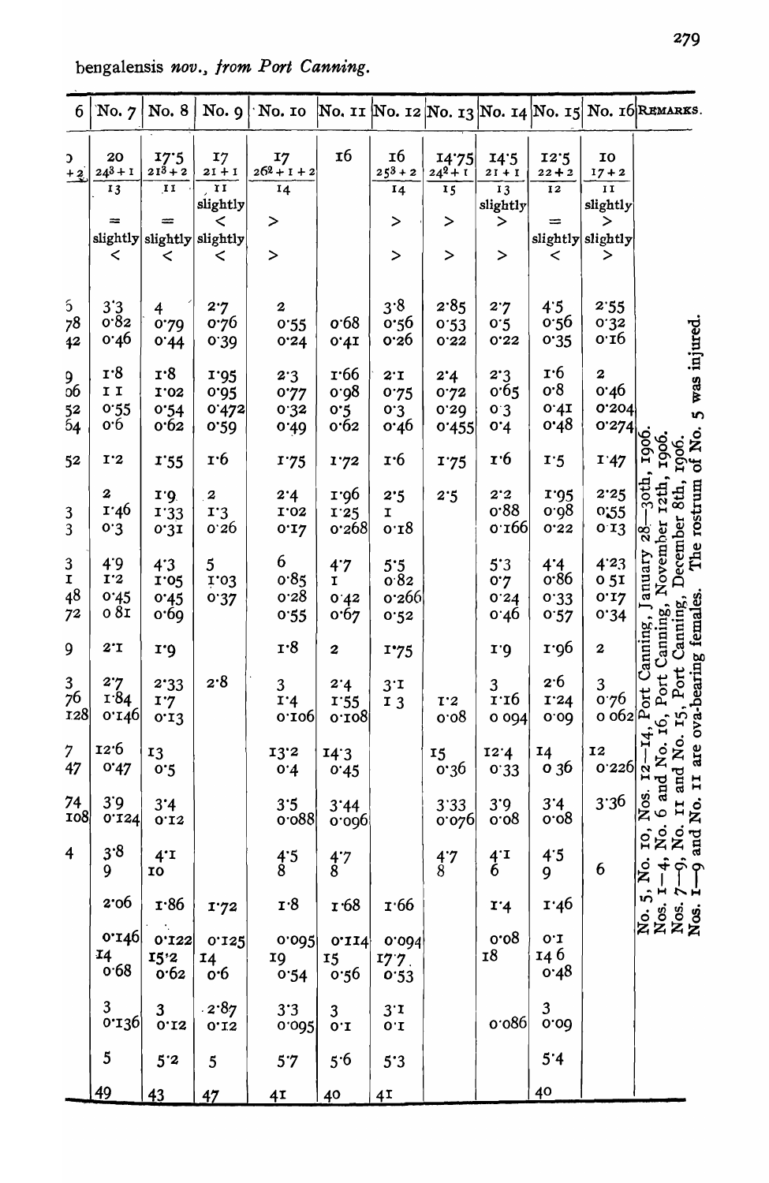bengalensis *nov.*, *from Port Canning.*

| 6 | No. 7 | No. 8 | No. 9 | No. 10 | No. 11 | No. 12 | No. 13 | No. 14 | No. 15 | No. 16 | REMARKS. |
|---|---|---|---|---|---|---|---|---|---|---|---|
| ) | 20 | 17·5 | 17 | 17 | 16 | 16 | 14·75 | 14·5 | 12·5 | 10 | No. 5, No. 10, Nos. 12—14, Port Canning, January 28—30th, 1906. Nos. 1—4, No. 6 and No. 16, Port Canning, November 12th, 1906. Nos. 7—9, No. 11 and No. 15, Port Canning, December 8th, 1906. Nos. 1—9 and No. 11 are ova-bearing females. The rostrum of No. 5 was injured. |
| +2 | $24^3+1$ | $21^3+2$ | 21+1 | $26^2+1+2$ | | $25^3+2$ | $24^2+1$ | 21+1 | 22+2 | 17+2 | |
| | 13 | 11 | 11 | 14 | | 14 | 15 | 13 | 12 | 11 | |
| | = | = | slightly < | > | | > | > | slightly > | = | slightly > | |
| | slightly < | slightly < | slightly < | > | | > | > | > | slightly < | slightly > | |
| 5 | 3·3 | 4 | 2·7 | 2 | | 3·8 | 2·85 | 2·7 | 4·5 | 2·55 | |
| 78 | 0·82 | 0·79 | 0·76 | 0·55 | 0·68 | 0·56 | 0·53 | 0·5 | 0·56 | 0·32 | |
| 42 | 0·46 | 0·44 | 0·39 | 0·24 | 0·41 | 0·26 | 0·22 | 0·22 | 0·35 | 0·16 | |
| 9 | 1·8 | 1·8 | 1·95 | 2·3 | 1·66 | 2·1 | 2·4 | 2·3 | 1·6 | 2 | |
| 06 | 1·1 | 1·02 | 0·95 | 0·77 | 0·98 | 0·75 | 0·72 | 0·65 | 0·8 | 0·46 | |
| 52 | 0·55 | 0·54 | 0·472 | 0·32 | 0·5 | 0·3 | 0·29 | 0·3 | 0·41 | 0·204 | |
| 54 | 0·6 | 0·62 | 0·59 | 0·49 | 0·62 | 0·46 | 0·455 | 0·4 | 0·48 | 0·274 | |
| 52 | 1·2 | 1·55 | 1·6 | 1·75 | 1·72 | 1·6 | 1·75 | 1·6 | 1·5 | 1·47 | |
| | 2 | 1·9 | 2 | 2·4 | 1·96 | 2·5 | 2·5 | 2·2 | 1·95 | 2·25 | |
| 3 | 1·46 | 1·33 | 1·3 | 1·02 | 1·25 | 1 | | 0·88 | 0·98 | 0·55 | |
| 3 | 0·3 | 0·31 | 0·26 | 0·17 | 0·268 | 0·18 | | 0·166 | 0·22 | 0·13 | |
| 3 | 4·9 | 4·3 | 5 | 6 | 4·7 | 5·5 | | 5·3 | 4·4 | 4·23 | |
| 1 | 1·2 | 1·05 | 1·03 | 0·85 | 1 | 0·82 | | 0·7 | 0·86 | 0·51 | |
| 48 | 0·45 | 0·45 | 0·37 | 0·28 | 0·42 | 0·266 | | 0·24 | 0·33 | 0·17 | |
| 72 | 0·81 | 0·69 | | 0·55 | 0·67 | 0·52 | | 0·46 | 0·57 | 0·34 | |
| 9 | 2·1 | 1·9 | | 1·8 | 2 | 1·75 | | 1·9 | 1·96 | 2 | |
| 3 | 2·7 | 2·33 | 2·8 | 3 | 2·4 | 3·1 | | 3 | 2·6 | 3 | |
| 76 | 1·84 | 1·7 | | 1·4 | 1·55 | 1·3 | 1·2 | 1·16 | 1·24 | 0·76 | |
| 128 | 0·146 | 0·13 | | 0·106 | 0·108 | | 0·08 | 0·094 | 0·09 | 0·062 | |
| 7 | 12·6 | 13 | | 13·2 | 14·3 | | 15 | 12·4 | 14 | 12 | |
| 47 | 0·47 | 0·5 | | 0·4 | 0·45 | | 0·36 | 0·33 | 0·36 | 0·226 | |
| 74 | 3·9 | 3·4 | | 3·5 | 3·44 | | 3·33 | 3·9 | 3·4 | 3·36 | |
| 108 | 0·124 | 0·12 | | 0·088 | 0·096 | | 0·076 | 0·08 | 0·08 | | |
| 4 | 3·8 | 4·1 | | 4·5 | 4·7 | | 4·7 | 4·1 | 4·5 | 6 | |
| | 9 | 10 | | 8 | 8 | | 8 | 6 | 9 | | |
| | 2·06 | 1·86 | 1·72 | 1·8 | 1·68 | 1·66 | | 1·4 | 1·46 | | |
| | 0·146 | 0·122 | 0·125 | 0·095 | 0·114 | 0·094 | | 0·08 | 0·1 | | |
| | 14 | 15·2 | 14 | 19 | 15 | 17·7 | | 18 | 14·6 | | |
| | 0·68 | 0·62 | 0·6 | 0·54 | 0·56 | 0·53 | | | 0·48 | | |
| | 3 | 3 | 2·87 | 3·3 | 3 | 3·1 | | | 3 | | |
| | 0·136 | 0·12 | 0·12 | 0·095 | 0·1 | 0·1 | | 0·086 | 0·09 | | |
| | 5 | 5·2 | 5 | 5·7 | 5·6 | 5·3 | | | 5·4 | | |
| | 49 | 43 | 47 | 41 | 40 | 41 | | | 40 | | |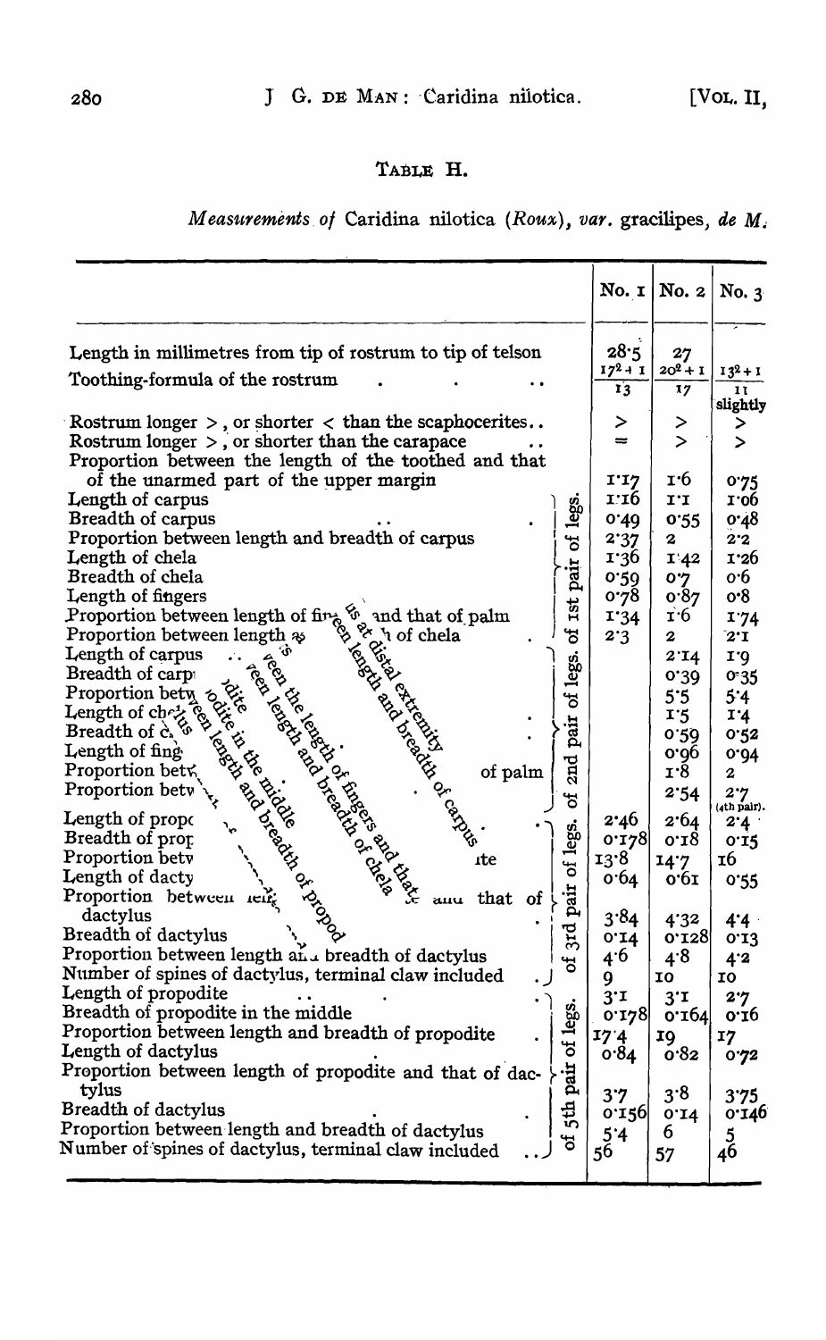### TABLE H.

*Measurements of* Caridina nilotica (*Roux*), *var.* gracilipes, *de M.*

| | | No. 1 | No. 2 | No. 3 |
|---|---|---|---|---|
| Length in millimetres from tip of rostrum to tip of telson | | 28·5 | 27 | |
| Toothing-formula of the rostrum | | $\frac{17^2+1}{13}$ | $\frac{20^2+1}{17}$ | $\frac{13^2+1}{11}$ |
| Rostrum longer >, or shorter < than the scaphocerites | | > | > | slightly > |
| Rostrum longer >, or shorter than the carapace | | = | > | > |
| Proportion between the length of the toothed and that of the unarmed part of the upper margin | | 1·17 | 1·6 | 0·75 |
| Length of carpus | of 1st pair of legs. | 1·16 | 1·1 | 1·06 |
| Breadth of carpus | | 0·49 | 0·55 | 0·48 |
| Proportion between length and breadth of carpus | | 2·37 | 2 | 2·2 |
| Length of chela | | 1·36 | 1·42 | 1·26 |
| Breadth of chela | | 0·59 | 0·7 | 0·6 |
| Length of fingers | | 0·78 | 0·87 | 0·8 |
| Proportion between length of fingers and that of palm | | 1·34 | 1·6 | 1·74 |
| Proportion between length and breadth of chela | | 2·3 | 2 | 2·1 |
| Length of carpus | of 2nd pair of legs. | | 2·14 | 1·9 |
| Breadth of carpus at distal extremity | | | 0·39 | 0·35 |
| Proportion between length and breadth of carpus | | | 5·5 | 5·4 |
| Length of chela | | | 1·5 | 1·4 |
| Breadth of chela | | | 0·59 | 0·52 |
| Length of fingers | | | 0·96 | 0·94 |
| Proportion between the length of fingers and that of palm | | | 1·8 | 2 |
| Proportion between length and breadth of chela | | | 2·54 | 2·7 (4th pair). |
| Length of propodite | of 3rd pair of legs. | 2·46 | 2·64 | 2·4 |
| Breadth of propodite in the middle | | 0·178 | 0·18 | 0·15 |
| Proportion between length and breadth of propodite | | 13·8 | 14·7 | 16 |
| Length of dactylus | | 0·64 | 0·61 | 0·55 |
| Proportion between length of propodite and that of dactylus | | 3·84 | 4·32 | 4·4 |
| Breadth of dactylus | | 0·14 | 0·128 | 0·13 |
| Proportion between length and breadth of dactylus | | 4·6 | 4·8 | 4·2 |
| Number of spines of dactylus, terminal claw included | | 9 | 10 | 10 |
| Length of propodite | of 5th pair of legs. | 3·1 | 3·1 | 2·7 |
| Breadth of propodite in the middle | | 0·178 | 0·164 | 0·16 |
| Proportion between length and breadth of propodite | | 17·4 | 19 | 17 |
| Length of dactylus | | 0·84 | 0·82 | 0·72 |
| Proportion between length of propodite and that of dactylus | | 3·7 | 3·8 | 3·75 |
| Breadth of dactylus | | 0·156 | 0·14 | 0·146 |
| Proportion between length and breadth of dactylus | | 5·4 | 6 | 5 |
| Number of spines of dactylus, terminal claw included | | 56 | 57 | 46 |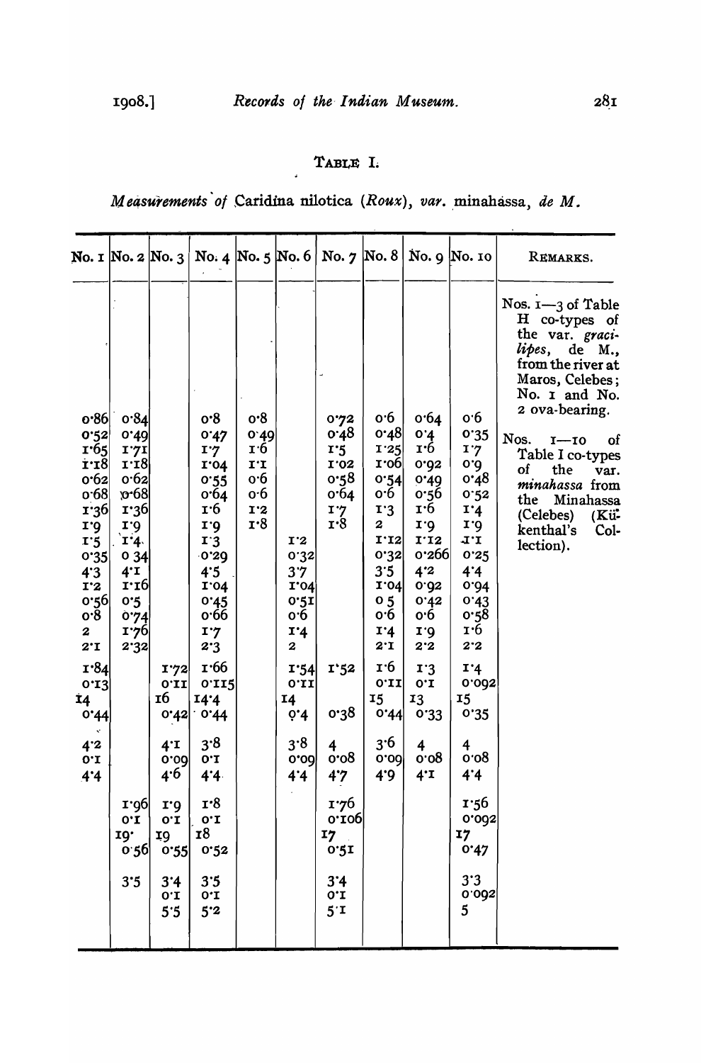## TABLE I.

*Measurements of* Caridina nilotica (*Roux*), *var.* minahassa, *de M.*

| No. 1 | No. 2 | No. 3 | No. 4 | No. 5 | No. 6 | No. 7 | No. 8 | No. 9 | No. 10 | REMARKS. |
|---|---|---|---|---|---|---|---|---|---|---|
| 0·86 | 0·84 | | 0·8 | 0·8 | | 0·72 | 0·6 | 0·64 | 0·6 | Nos. 1—3 of Table H co-types of the var. *gracilipes*, de M., from the river at Maros, Celebes; No. 1 and No. 2 ova-bearing. |
| 0·52 | 0·49 | | 0·47 | 0·49 | | 0·48 | 0·48 | 0·4 | 0·35 | Nos. 1—10 of Table I co-types of the var. *minahassa* from the Minahassa (Celebes) (Kükenthal's Collection). |
| 1·65 | 1·71 | | 1·7 | 1·6 | | 1·5 | 1·25 | 1·6 | 1·7 | |
| 1·18 | 1·18 | | 1·04 | 1·1 | | 1·02 | 1·06 | 0·92 | 0·9 | |
| 0·62 | 0·62 | | 0·55 | 0·6 | | 0·58 | 0·54 | 0·49 | 0·48 | |
| 0·68 | 0·68 | | 0·64 | 0·6 | | 0·64 | 0·6 | 0·56 | 0·52 | |
| 1·36 | 1·36 | | 1·6 | 1·2 | | 1·7 | 1·3 | 1·6 | 1·4 | |
| 1·9 | 1·9 | | 1·9 | 1·8 | | 1·8 | 2 | 1·9 | 1·9 | |
| 1·5 | 1·4 | | 1·3 | | 1·2 | | 1·12 | 1·12 | 1·1 | |
| 0·35 | 0·34 | | 0·29 | | 0·32 | | 0·32 | 0·266 | 0·25 | |
| 4·3 | 4·1 | | 4·5 | | 3·7 | | 3·5 | 4·2 | 4·4 | |
| 1·2 | 1·16 | | 1·04 | | 1·04 | | 1·04 | 0·92 | 0·94 | |
| 0·56 | 0·5 | | 0·45 | | 0·51 | | 0·5 | 0·42 | 0·43 | |
| 0·8 | 0·74 | | 0·66 | | 0·6 | | 0·6 | 0·6 | 0·58 | |
| 2 | 1·76 | | 1·7 | | 1·4 | | 1·4 | 1·9 | 1·6 | |
| 2·1 | 2·32 | | 2·3 | | 2 | | 2·1 | 2·2 | 2·2 | |
| 1·84 | | 1·72 | 1·66 | | 1·54 | 1·52 | 1·6 | 1·3 | 1·4 | |
| 0·13 | | 0·11 | 0·115 | | 0·11 | | 0·11 | 0·1 | 0·092 | |
| 14 | | 16 | 14·4 | | 14 | | 15 | 13 | 15 | |
| 0·44 | | 0·42 | 0·44 | | 0·4 | 0·38 | 0·44 | 0·33 | 0·35 | |
| 4·2 | | 4·1 | 3·8 | | 3·8 | 4 | 3·6 | 4 | 4 | |
| 0·1 | | 0·09 | 0·1 | | 0·09 | 0·08 | 0·09 | 0·08 | 0·08 | |
| 4·4 | | 4·6 | 4·4 | | 4·4 | 4·7 | 4·9 | 4·1 | 4·4 | |
| | 1·96 | 1·9 | 1·8 | | | 1·76 | | | 1·56 | |
| | 0·1 | 0·1 | 0·1 | | | 0·106 | | | 0·092 | |
| | 19 | 19 | 18 | | | 17 | | | 17 | |
| | 0·56 | 0·55 | 0·52 | | | 0·51 | | | 0·47 | |
| | 3·5 | 3·4 | 3·5 | | | 3·4 | | | 3·3 | |
| | | 0·1 | 0·1 | | | 0·1 | | | 0·092 | |
| | | 5·5 | 5·2 | | | 5·1 | | | 5 | |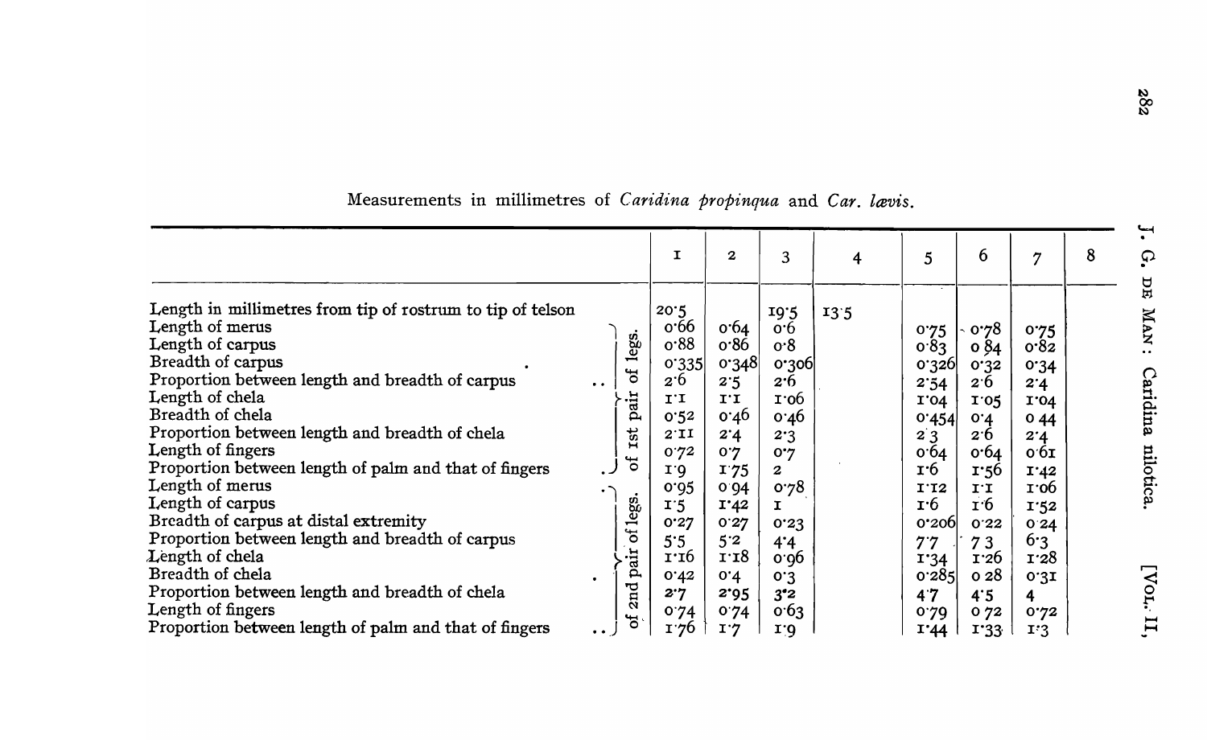Measurements in millimetres of *Caridina propinqua* and *Car. lævis*.

| | | 1 | 2 | 3 | 4 | 5 | 6 | 7 | 8 |
|---|---|---|---|---|---|---|---|---|---|
| Length in millimetres from tip of rostrum to tip of telson | | 20·5 | | 19·5 | 13·5 | | | | |
| Length of merus | of 1st pair of legs. | 0·66 | 0·64 | 0·6 | | 0·75 | 0·78 | 0·75 | |
| Length of carpus | | 0·88 | 0·86 | 0·8 | | 0·83 | 0·84 | 0·82 | |
| Breadth of carpus | | 0·335 | 0·348 | 0·306 | | 0·326 | 0·32 | 0·34 | |
| Proportion between length and breadth of carpus | | 2·6 | 2·5 | 2·6 | | 2·54 | 2·6 | 2·4 | |
| Length of chela | | 1·1 | 1·1 | 1·06 | | 1·04 | 1·05 | 1·04 | |
| Breadth of chela | | 0·52 | 0·46 | 0·46 | | 0·454 | 0·4 | 0·44 | |
| Proportion between length and breadth of chela | | 2·11 | 2·4 | 2·3 | | 2·3 | 2·6 | 2·4 | |
| Length of fingers | | 0·72 | 0·7 | 0·7 | | 0·64 | 0·64 | 0·61 | |
| Proportion between length of palm and that of fingers | | 1·9 | 1·75 | 2 | | 1·6 | 1·56 | 1·42 | |
| Length of merus | of 2nd pair of legs. | 0·95 | 0·94 | 0·78 | | 1·12 | 1·1 | 1·06 | |
| Length of carpus | | 1·5 | 1·42 | 1 | | 1·6 | 1·6 | 1·52 | |
| Breadth of carpus at distal extremity | | 0·27 | 0·27 | 0·23 | | 0·206 | 0·22 | 0·24 | |
| Proportion between length and breadth of carpus | | 5·5 | 5·2 | 4·4 | | 7·7 | 7·3 | 6·3 | |
| Length of chela | | 1·16 | 1·18 | 0·96 | | 1·34 | 1·26 | 1·28 | |
| Breadth of chela | | 0·42 | 0·4 | 0·3 | | 0·285 | 0·28 | 0·31 | |
| Proportion between length and breadth of chela | | 2·7 | 2·95 | 3·2 | | 4·7 | 4·5 | 4 | |
| Length of fingers | | 0·74 | 0·74 | 0·63 | | 0·79 | 0·72 | 0·72 | |
| Proportion between length of palm and that of fingers | | 1·76 | 1·7 | 1·9 | | 1·44 | 1·33 | 1·3 | |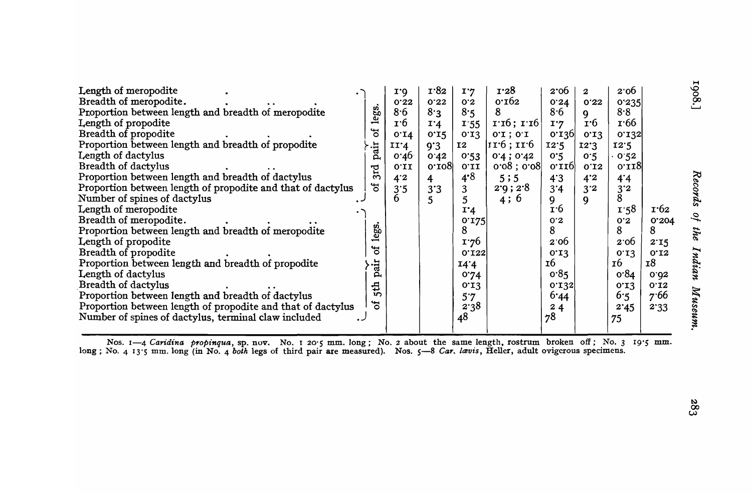| | | | | | | | | | |
|---|---|---|---|---|---|---|---|---|---|
| Length of meropodite | of 3rd pair of legs. | 1·9 | 1·82 | 1·7 | 1·28 | 2·06 | 2 | 2·06 | |
| Breadth of meropodite | | 0·22 | 0·22 | 0·2 | 0·162 | 0·24 | 0·22 | 0·235 | |
| Proportion between length and breadth of meropodite | | 8·6 | 8·3 | 8·5 | 8 | 8·6 | 9 | 8·8 | |
| Length of propodite | | 1·6 | 1·4 | 1·55 | 1·16 ; 1·16 | 1·7 | 1·6 | 1·66 | |
| Breadth of propodite | | 0·14 | 0·15 | 0·13 | 0·1 ; 0·1 | 0·136 | 0·13 | 0·132 | |
| Proportion between length and breadth of propodite | | 11·4 | 9·3 | 12 | 11·6 ; 11·6 | 12·5 | 12·3 | 12·5 | |
| Length of dactylus | | 0·46 | 0·42 | 0·53 | 0·4 ; 0·42 | 0·5 | 0·5 | 0·52 | |
| Breadth of dactylus | | 0·11 | 0·108 | 0·11 | 0·08 ; 0·08 | 0·116 | 0·12 | 0·118 | |
| Proportion between length and breadth of dactylus | | 4·2 | 4 | 4·8 | 5 ; 5 | 4·3 | 4·2 | 4·4 | |
| Proportion between length of propodite and that of dactylus | | 3·5 | 3·3 | 3 | 2·9 ; 2·8 | 3·4 | 3·2 | 3·2 | |
| Number of spines of dactylus | | 6 | 5 | 5 | 4 ; 6 | 9 | 9 | 8 | |
| Length of meropodite | of 5th pair of legs. | | | 1·4 | | 1·6 | | 1·58 | 1·62 |
| Breadth of meropodite | | | | 0·175 | | 0·2 | | 0·2 | 0·204 |
| Proportion between length and breadth of meropodite | | | | 8 | | 8 | | 8 | 8 |
| Length of propodite | | | | 1·76 | | 2·06 | | 2·06 | 2·15 |
| Breadth of propodite | | | | 0·122 | | 0·13 | | 0·13 | 0·12 |
| Proportion between length and breadth of propodite | | | | 14·4 | | 16 | | 16 | 18 |
| Length of dactylus | | | | 0·74 | | 0·85 | | 0·84 | 0·92 |
| Breadth of dactylus | | | | 0·13 | | 0·132 | | 0·13 | 0·12 |
| Proportion between length and breadth of dactylus | | | | 5·7 | | 6·44 | | 6·5 | 7·66 |
| Proportion between length of propodite and that of dactylus | | | | 2·38 | | 2 4 | | 2·45 | 2·33 |
| Number of spines of dactylus, terminal claw included | | | | 48 | | 78 | | 75 | |

Nos. 1—4 *Caridina propinqua*, sp. nov. No. 1 20·5 mm. long; No. 2 about the same length, rostrum broken off; No. 3 19·5 mm. long; No. 4 13·5 mm. long (in No. 4 *both* legs of third pair are measured). Nos. 5—8 *Car. lævis*, Heller, adult ovigerous specimens.